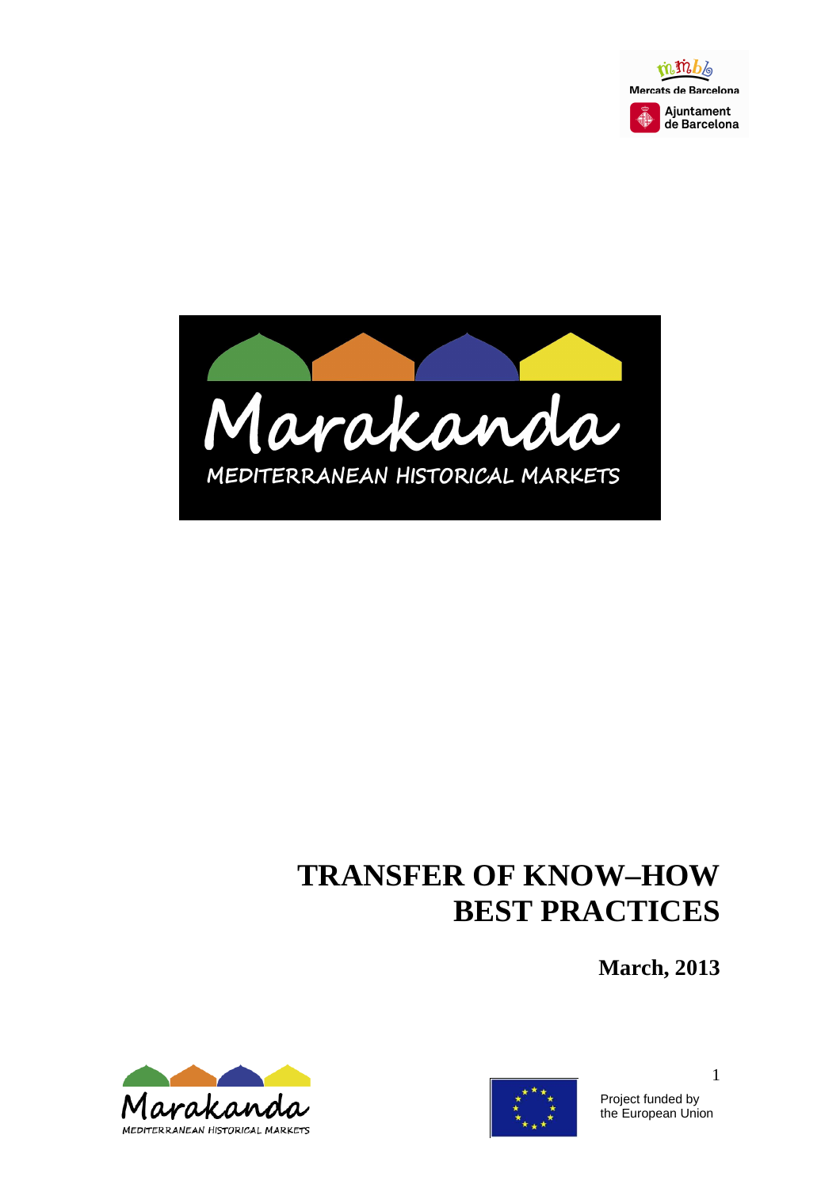Mercats de Barcelona

Ajuntament de Barcelona

Marakanda

MEDITERRANEAN HISTORICAL MARKETS

# TRANSFER OF KNOW–HOW BEST PRACTICES

**March, 2013**

Marakanda

MEDITERRANEAN HISTORICAL MARKETS

Project funded by the European Union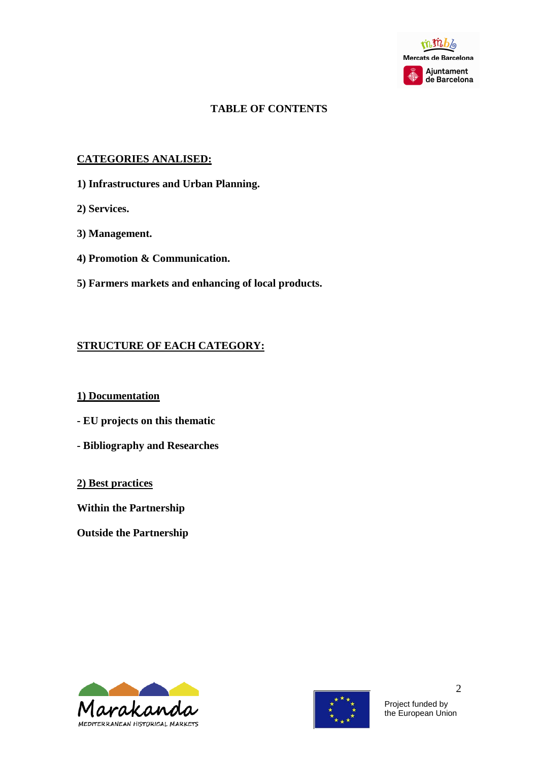# TABLE OF CONTENTS

## CATEGORIES ANALISED:

**1) Infrastructures and Urban Planning.**

**2) Services.**

**3) Management.**

**4) Promotion & Communication.**

**5) Farmers markets and enhancing of local products.**

## STRUCTURE OF EACH CATEGORY:

### 1) Documentation

**- EU projects on this thematic**

**- Bibliography and Researches**

### 2) Best practices

**Within the Partnership**

**Outside the Partnership**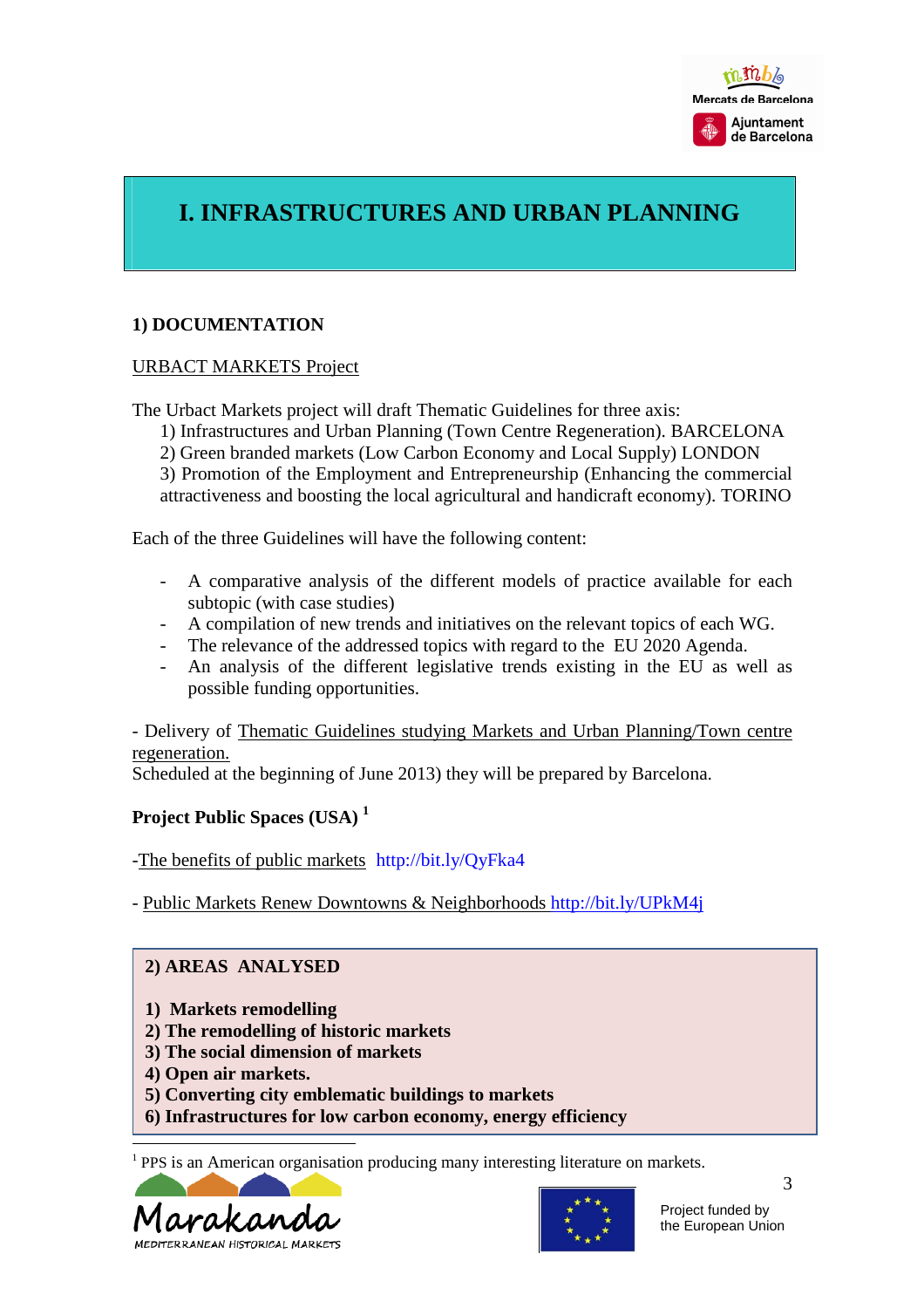# I. INFRASTRUCTURES AND URBAN PLANNING

## 1) DOCUMENTATION

URBACT MARKETS Project

The Urbact Markets project will draft Thematic Guidelines for three axis:

1) Infrastructures and Urban Planning (Town Centre Regeneration). BARCELONA
2) Green branded markets (Low Carbon Economy and Local Supply) LONDON
3) Promotion of the Employment and Entrepreneurship (Enhancing the commercial attractiveness and boosting the local agricultural and handicraft economy). TORINO

Each of the three Guidelines will have the following content:

- A comparative analysis of the different models of practice available for each subtopic (with case studies)
- A compilation of new trends and initiatives on the relevant topics of each WG.
- The relevance of the addressed topics with regard to the EU 2020 Agenda.
- An analysis of the different legislative trends existing in the EU as well as possible funding opportunities.

- Delivery of Thematic Guidelines studying Markets and Urban Planning/Town centre regeneration.
Scheduled at the beginning of June 2013) they will be prepared by Barcelona.

**Project Public Spaces (USA)** [1]

-The benefits of public markets http://bit.ly/QyFka4

- Public Markets Renew Downtowns & Neighborhoods http://bit.ly/UPkM4j

## 2) AREAS ANALYSED

**1) Markets remodelling**
**2) The remodelling of historic markets**
**3) The social dimension of markets**
**4) Open air markets.**
**5) Converting city emblematic buildings to markets**
**6) Infrastructures for low carbon economy, energy efficiency**

[1] PPS is an American organisation producing many interesting literature on markets.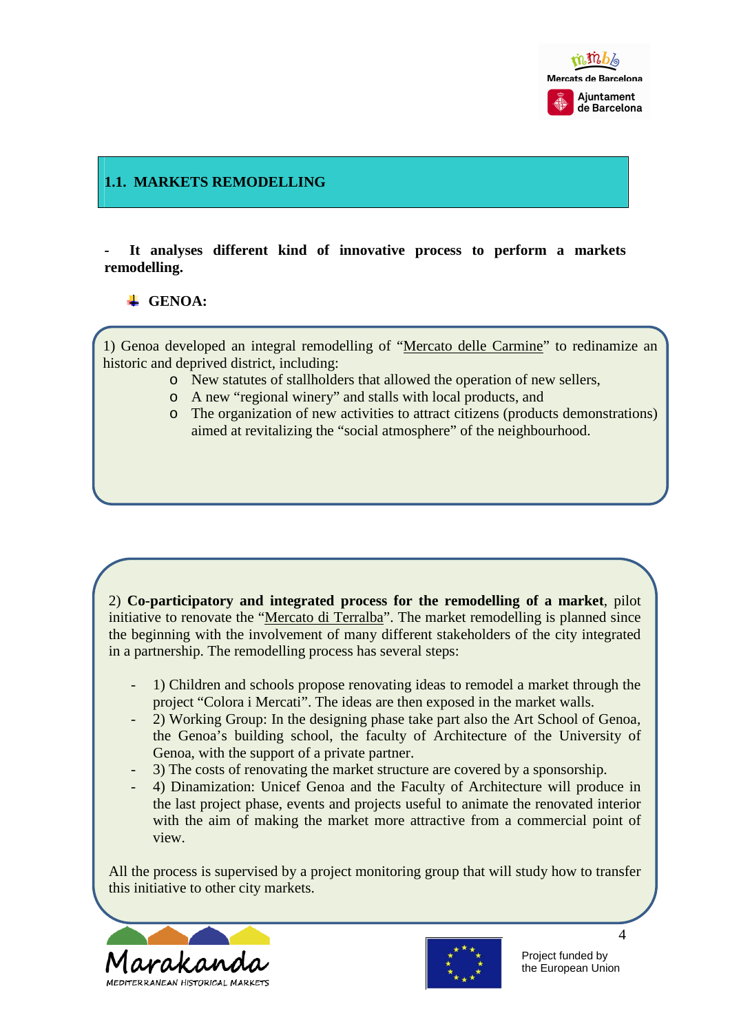## 1.1. MARKETS REMODELLING

**- It analyses different kind of innovative process to perform a markets remodelling.**

- **GENOA:**

1) Genoa developed an integral remodelling of "Mercato delle Carmine" to redinamize an historic and deprived district, including:

- New statutes of stallholders that allowed the operation of new sellers,
- A new "regional winery" and stalls with local products, and
- The organization of new activities to attract citizens (products demonstrations) aimed at revitalizing the "social atmosphere" of the neighbourhood.

2) **Co-participatory and integrated process for the remodelling of a market**, pilot initiative to renovate the "Mercato di Terralba". The market remodelling is planned since the beginning with the involvement of many different stakeholders of the city integrated in a partnership. The remodelling process has several steps:

- 1) Children and schools propose renovating ideas to remodel a market through the project "Colora i Mercati". The ideas are then exposed in the market walls.
- 2) Working Group: In the designing phase take part also the Art School of Genoa, the Genoa's building school, the faculty of Architecture of the University of Genoa, with the support of a private partner.
- 3) The costs of renovating the market structure are covered by a sponsorship.
- 4) Dinamization: Unicef Genoa and the Faculty of Architecture will produce in the last project phase, events and projects useful to animate the renovated interior with the aim of making the market more attractive from a commercial point of view.

All the process is supervised by a project monitoring group that will study how to transfer this initiative to other city markets.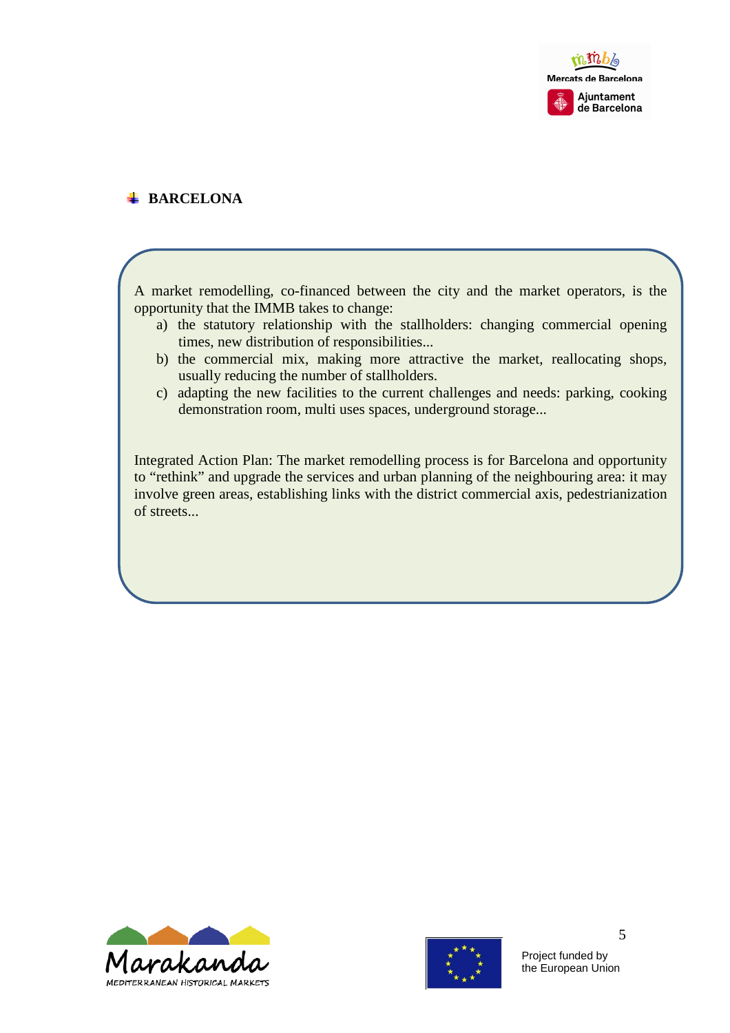## BARCELONA

A market remodelling, co-financed between the city and the market operators, is the opportunity that the IMMB takes to change:

a) the statutory relationship with the stallholders: changing commercial opening times, new distribution of responsibilities...
b) the commercial mix, making more attractive the market, reallocating shops, usually reducing the number of stallholders.
c) adapting the new facilities to the current challenges and needs: parking, cooking demonstration room, multi uses spaces, underground storage...

Integrated Action Plan: The market remodelling process is for Barcelona and opportunity to "rethink" and upgrade the services and urban planning of the neighbouring area: it may involve green areas, establishing links with the district commercial axis, pedestrianization of streets...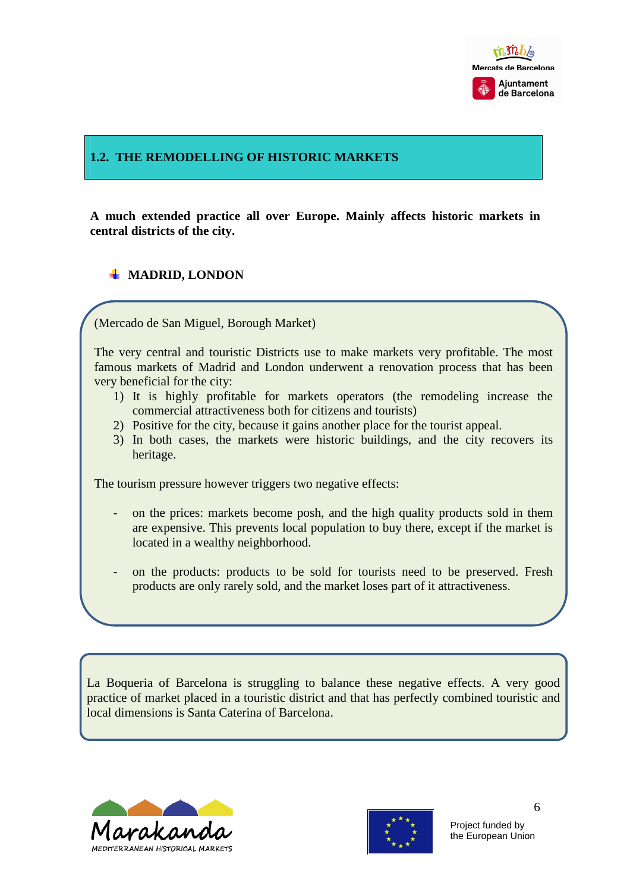## 1.2. THE REMODELLING OF HISTORIC MARKETS

**A much extended practice all over Europe. Mainly affects historic markets in central districts of the city.**

- **MADRID, LONDON**

(Mercado de San Miguel, Borough Market)

The very central and touristic Districts use to make markets very profitable. The most famous markets of Madrid and London underwent a renovation process that has been very beneficial for the city:

1) It is highly profitable for markets operators (the remodeling increase the commercial attractiveness both for citizens and tourists)
2) Positive for the city, because it gains another place for the tourist appeal.
3) In both cases, the markets were historic buildings, and the city recovers its heritage.

The tourism pressure however triggers two negative effects:

- on the prices: markets become posh, and the high quality products sold in them are expensive. This prevents local population to buy there, except if the market is located in a wealthy neighborhood.

- on the products: products to be sold for tourists need to be preserved. Fresh products are only rarely sold, and the market loses part of it attractiveness.

La Boqueria of Barcelona is struggling to balance these negative effects. A very good practice of market placed in a touristic district and that has perfectly combined touristic and local dimensions is Santa Caterina of Barcelona.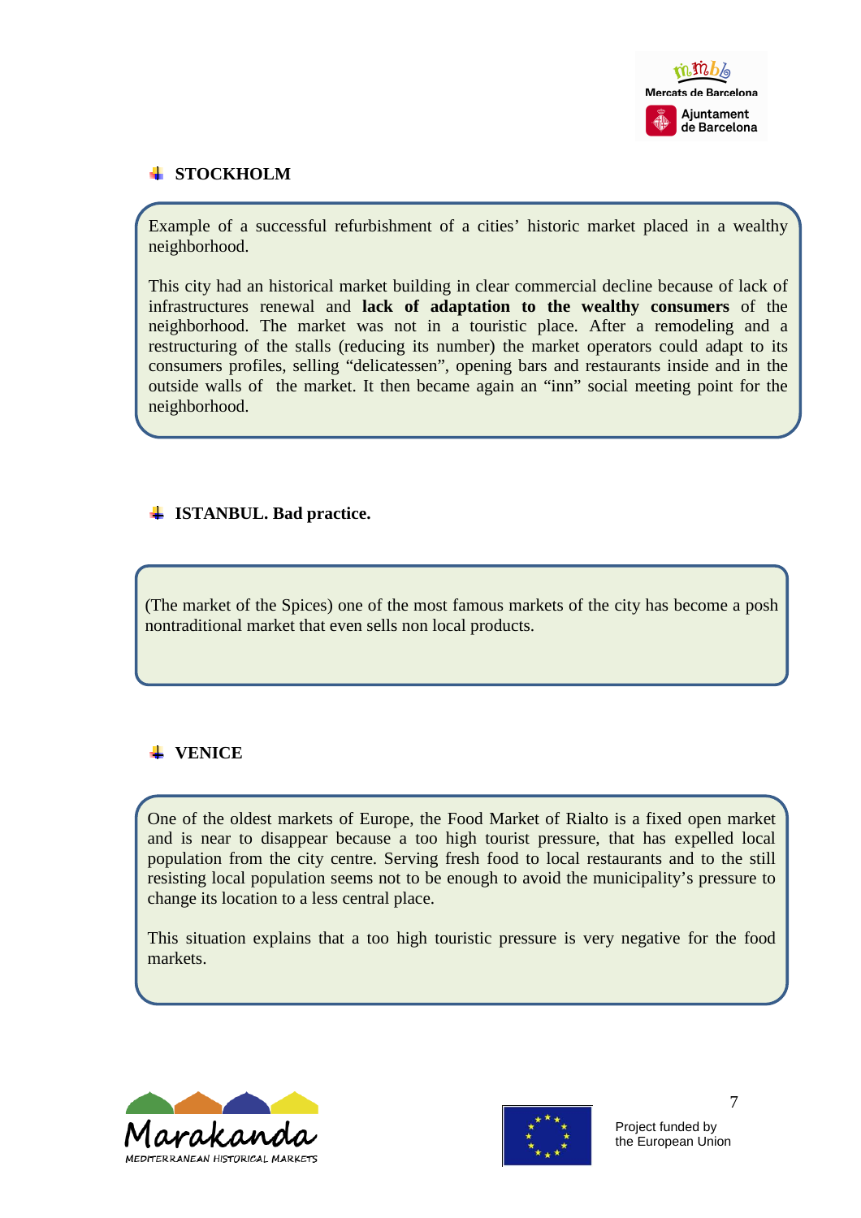- **STOCKHOLM**

Example of a successful refurbishment of a cities' historic market placed in a wealthy neighborhood.

This city had an historical market building in clear commercial decline because of lack of infrastructures renewal and **lack of adaptation to the wealthy consumers** of the neighborhood. The market was not in a touristic place. After a remodeling and a restructuring of the stalls (reducing its number) the market operators could adapt to its consumers profiles, selling "delicatessen", opening bars and restaurants inside and in the outside walls of the market. It then became again an "inn" social meeting point for the neighborhood.

- **ISTANBUL. Bad practice.**

(The market of the Spices) one of the most famous markets of the city has become a posh nontraditional market that even sells non local products.

- **VENICE**

One of the oldest markets of Europe, the Food Market of Rialto is a fixed open market and is near to disappear because a too high tourist pressure, that has expelled local population from the city centre. Serving fresh food to local restaurants and to the still resisting local population seems not to be enough to avoid the municipality's pressure to change its location to a less central place.

This situation explains that a too high touristic pressure is very negative for the food markets.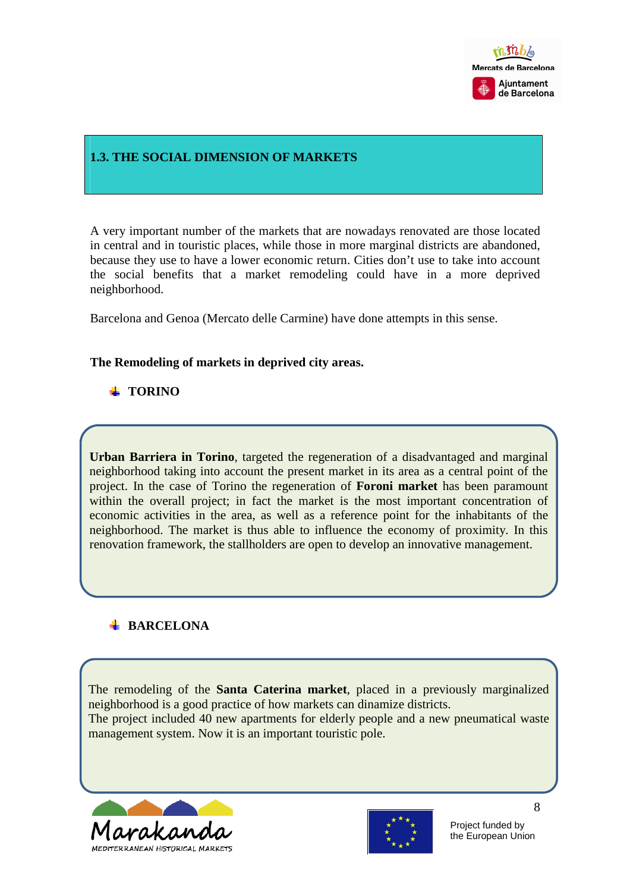## 1.3. THE SOCIAL DIMENSION OF MARKETS

A very important number of the markets that are nowadays renovated are those located in central and in touristic places, while those in more marginal districts are abandoned, because they use to have a lower economic return. Cities don't use to take into account the social benefits that a market remodeling could have in a more deprived neighborhood.

Barcelona and Genoa (Mercato delle Carmine) have done attempts in this sense.

**The Remodeling of markets in deprived city areas.**

- **TORINO**

**Urban Barriera in Torino**, targeted the regeneration of a disadvantaged and marginal neighborhood taking into account the present market in its area as a central point of the project. In the case of Torino the regeneration of **Foroni market** has been paramount within the overall project; in fact the market is the most important concentration of economic activities in the area, as well as a reference point for the inhabitants of the neighborhood. The market is thus able to influence the economy of proximity. In this renovation framework, the stallholders are open to develop an innovative management.

- **BARCELONA**

The remodeling of the **Santa Caterina market**, placed in a previously marginalized neighborhood is a good practice of how markets can dinamize districts.
The project included 40 new apartments for elderly people and a new pneumatical waste management system. Now it is an important touristic pole.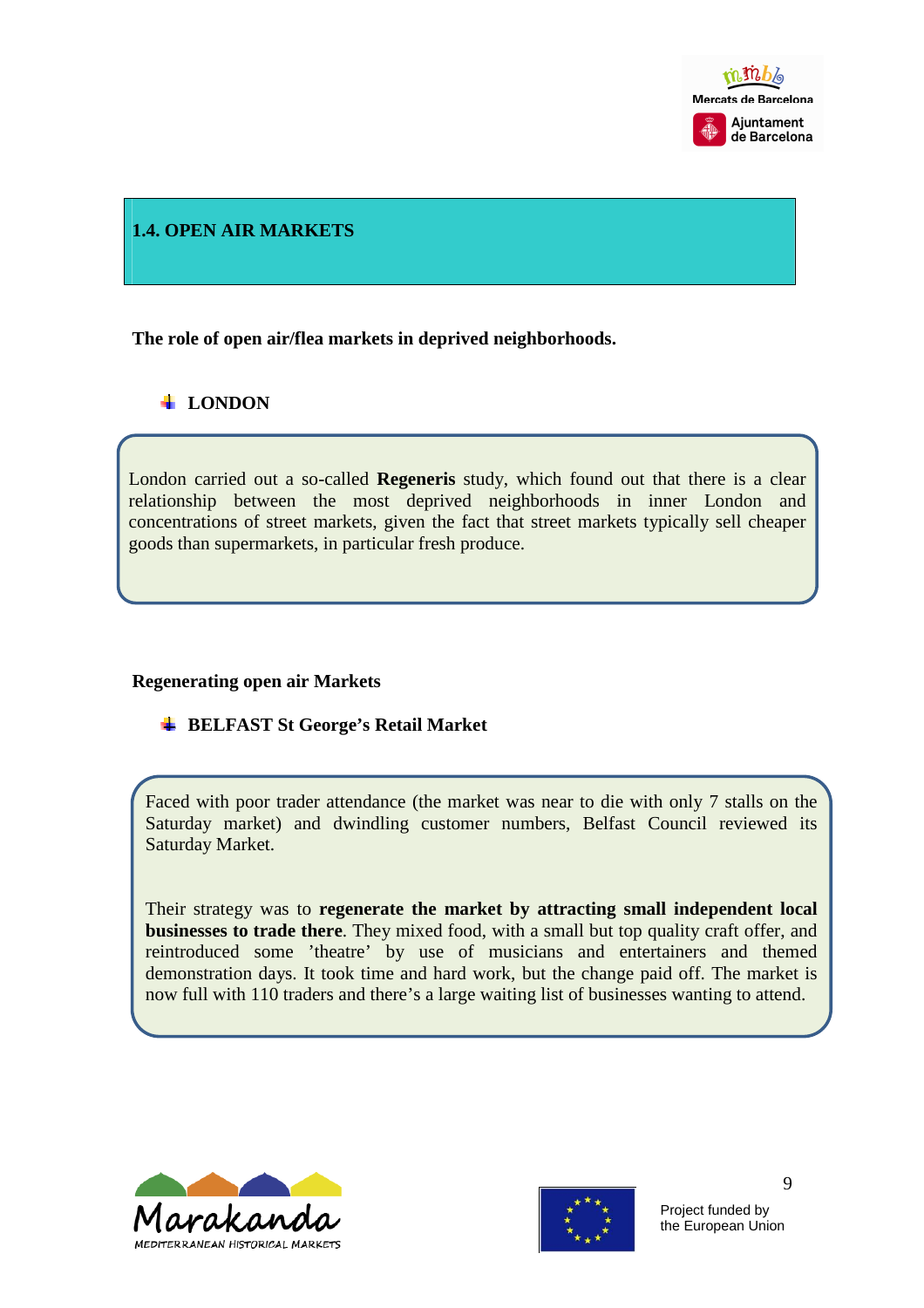## 1.4. OPEN AIR MARKETS

**The role of open air/flea markets in deprived neighborhoods.**

- **LONDON**

London carried out a so-called **Regeneris** study, which found out that there is a clear relationship between the most deprived neighborhoods in inner London and concentrations of street markets, given the fact that street markets typically sell cheaper goods than supermarkets, in particular fresh produce.

**Regenerating open air Markets**

- **BELFAST St George's Retail Market**

Faced with poor trader attendance (the market was near to die with only 7 stalls on the Saturday market) and dwindling customer numbers, Belfast Council reviewed its Saturday Market.

Their strategy was to **regenerate the market by attracting small independent local businesses to trade there**. They mixed food, with a small but top quality craft offer, and reintroduced some 'theatre' by use of musicians and entertainers and themed demonstration days. It took time and hard work, but the change paid off. The market is now full with 110 traders and there's a large waiting list of businesses wanting to attend.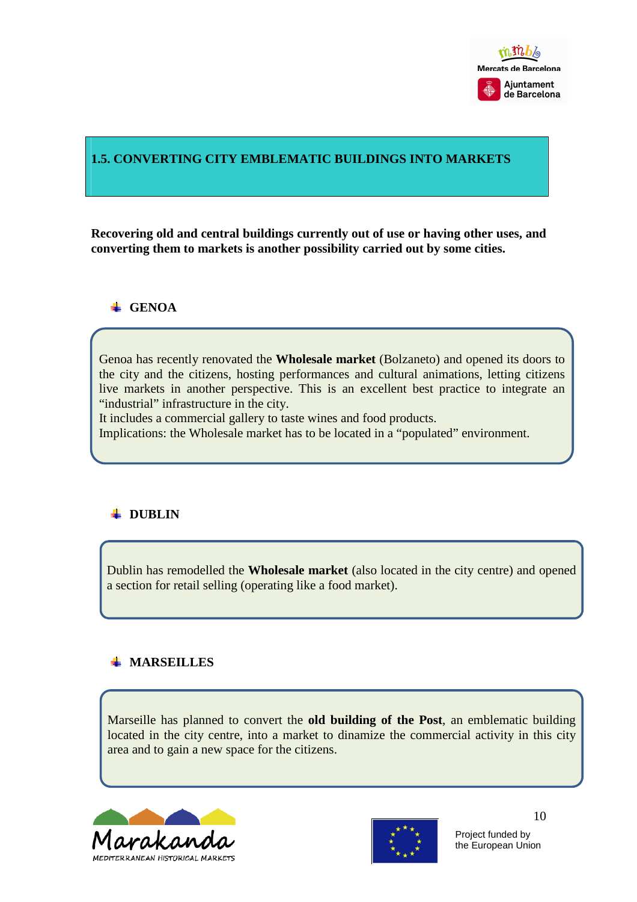## 1.5. CONVERTING CITY EMBLEMATIC BUILDINGS INTO MARKETS

**Recovering old and central buildings currently out of use or having other uses, and converting them to markets is another possibility carried out by some cities.**

### GENOA

Genoa has recently renovated the **Wholesale market** (Bolzaneto) and opened its doors to the city and the citizens, hosting performances and cultural animations, letting citizens live markets in another perspective. This is an excellent best practice to integrate an "industrial" infrastructure in the city.
It includes a commercial gallery to taste wines and food products.
Implications: the Wholesale market has to be located in a "populated" environment.

### DUBLIN

Dublin has remodelled the **Wholesale market** (also located in the city centre) and opened a section for retail selling (operating like a food market).

### MARSEILLES

Marseille has planned to convert the **old building of the Post**, an emblematic building located in the city centre, into a market to dinamize the commercial activity in this city area and to gain a new space for the citizens.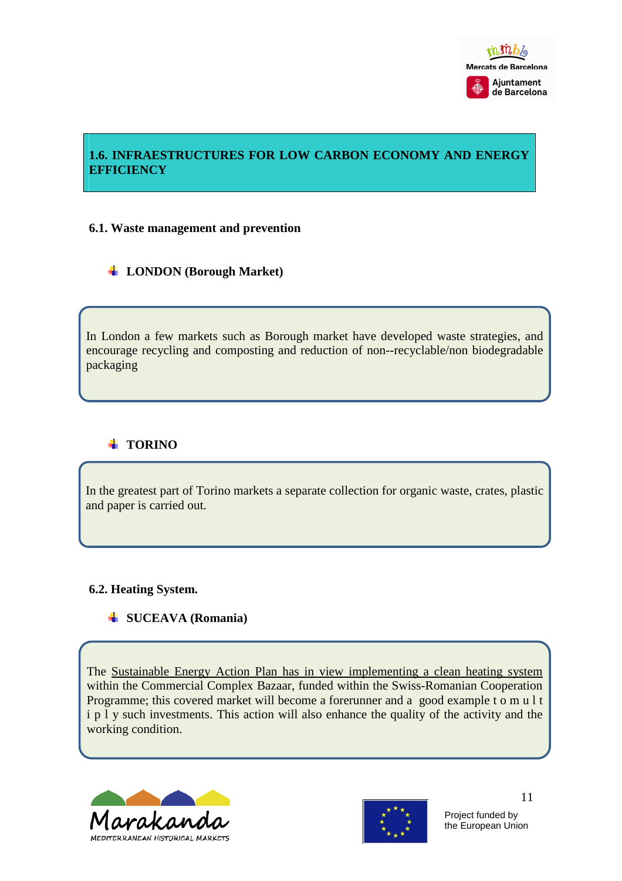## 1.6. INFRAESTRUCTURES FOR LOW CARBON ECONOMY AND ENERGY EFFICIENCY

### 6.1. Waste management and prevention

- **LONDON (Borough Market)**

In London a few markets such as Borough market have developed waste strategies, and encourage recycling and composting and reduction of non--recyclable/non biodegradable packaging

- **TORINO**

In the greatest part of Torino markets a separate collection for organic waste, crates, plastic and paper is carried out.

### 6.2. Heating System.

- **SUCEAVA (Romania)**

The Sustainable Energy Action Plan has in view implementing a clean heating system within the Commercial Complex Bazaar, funded within the Swiss-Romanian Cooperation Programme; this covered market will become a forerunner and a good example to multiply such investments. This action will also enhance the quality of the activity and the working condition.

Project funded by the European Union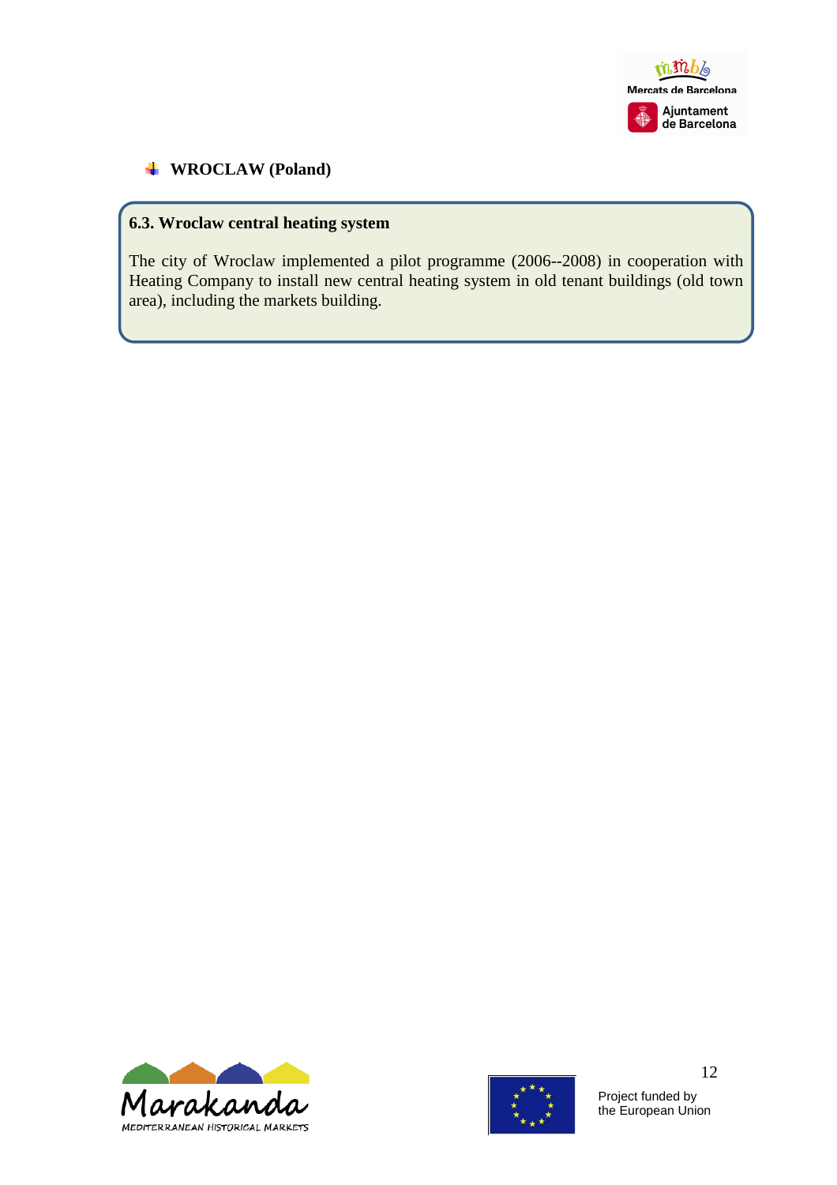- **WROCLAW (Poland)**

### 6.3. Wroclaw central heating system

The city of Wroclaw implemented a pilot programme (2006--2008) in cooperation with Heating Company to install new central heating system in old tenant buildings (old town area), including the markets building.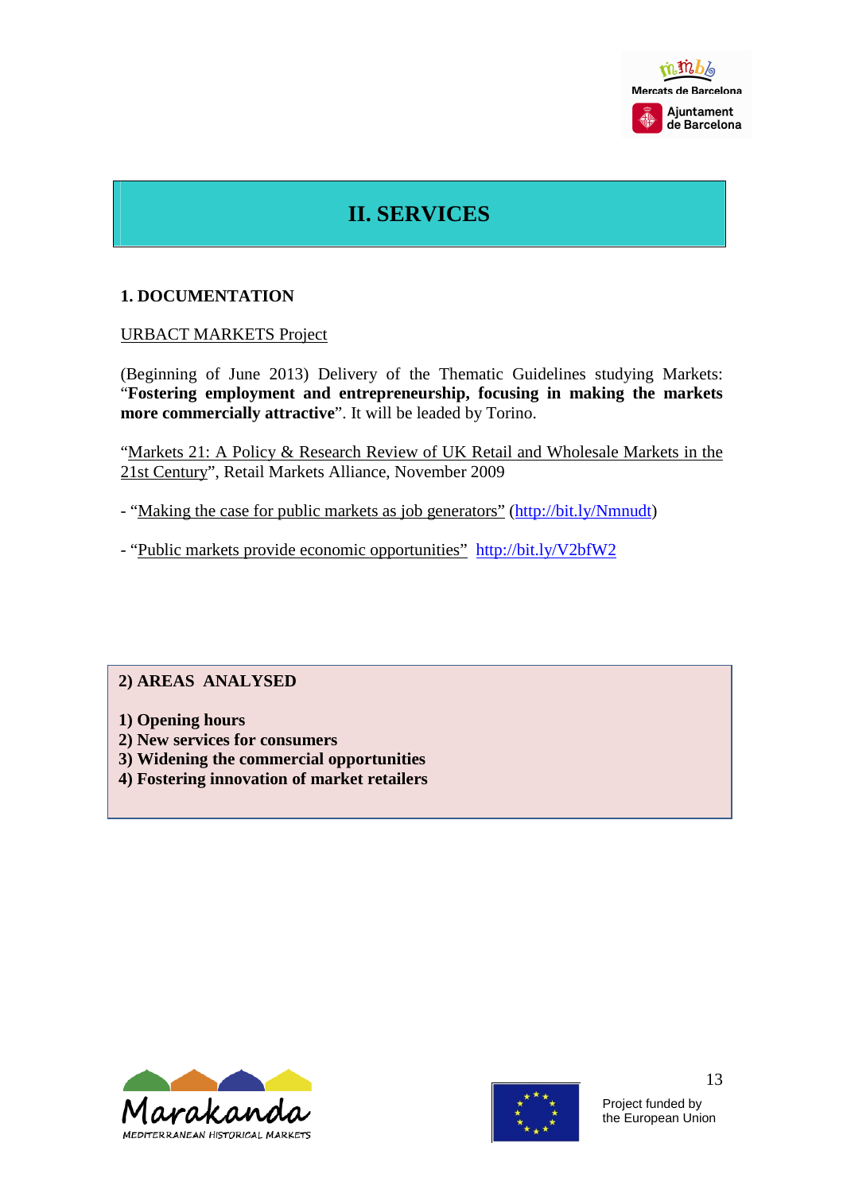# II. SERVICES

## 1. DOCUMENTATION

URBACT MARKETS Project

(Beginning of June 2013) Delivery of the Thematic Guidelines studying Markets: "**Fostering employment and entrepreneurship, focusing in making the markets more commercially attractive**". It will be leaded by Torino.

"Markets 21: A Policy & Research Review of UK Retail and Wholesale Markets in the 21st Century", Retail Markets Alliance, November 2009

- "Making the case for public markets as job generators" (http://bit.ly/Nmnudt)

- "Public markets provide economic opportunities" http://bit.ly/V2bfW2

**2) AREAS ANALYSED**

**1) Opening hours**
**2) New services for consumers**
**3) Widening the commercial opportunities**
**4) Fostering innovation of market retailers**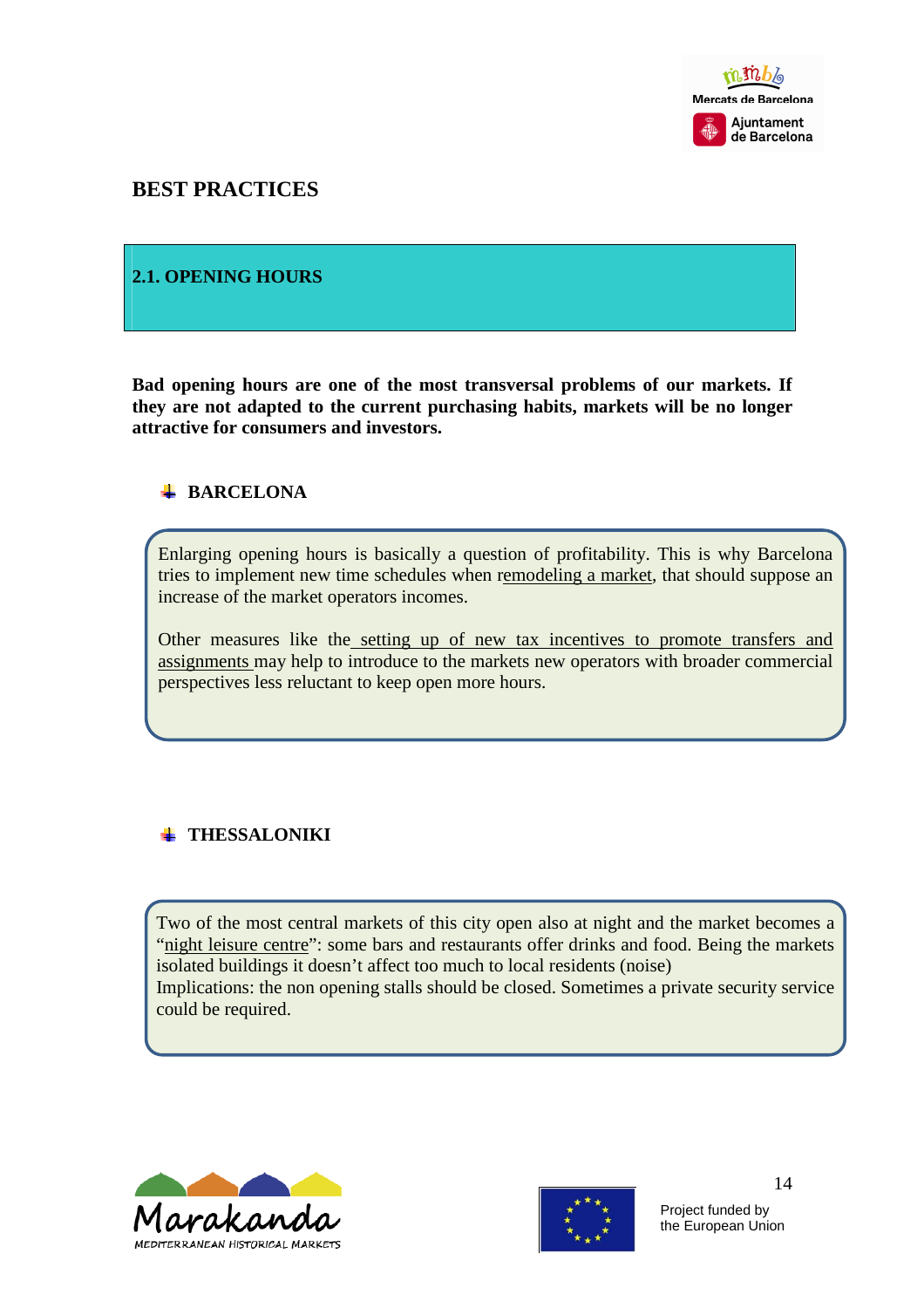# BEST PRACTICES

## 2.1. OPENING HOURS

**Bad opening hours are one of the most transversal problems of our markets. If they are not adapted to the current purchasing habits, markets will be no longer attractive for consumers and investors.**

### BARCELONA

Enlarging opening hours is basically a question of profitability. This is why Barcelona tries to implement new time schedules when remodeling a market, that should suppose an increase of the market operators incomes.

Other measures like the setting up of new tax incentives to promote transfers and assignments may help to introduce to the markets new operators with broader commercial perspectives less reluctant to keep open more hours.

### THESSALONIKI

Two of the most central markets of this city open also at night and the market becomes a "night leisure centre": some bars and restaurants offer drinks and food. Being the markets isolated buildings it doesn't affect too much to local residents (noise)
Implications: the non opening stalls should be closed. Sometimes a private security service could be required.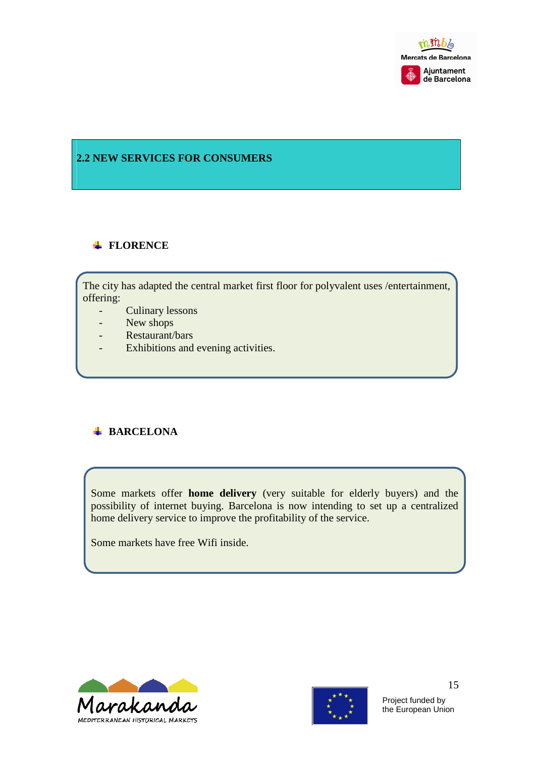## 2.2 NEW SERVICES FOR CONSUMERS

### FLORENCE

The city has adapted the central market first floor for polyvalent uses /entertainment, offering:

- Culinary lessons
- New shops
- Restaurant/bars
- Exhibitions and evening activities.

### BARCELONA

Some markets offer **home delivery** (very suitable for elderly buyers) and the possibility of internet buying. Barcelona is now intending to set up a centralized home delivery service to improve the profitability of the service.

Some markets have free Wifi inside.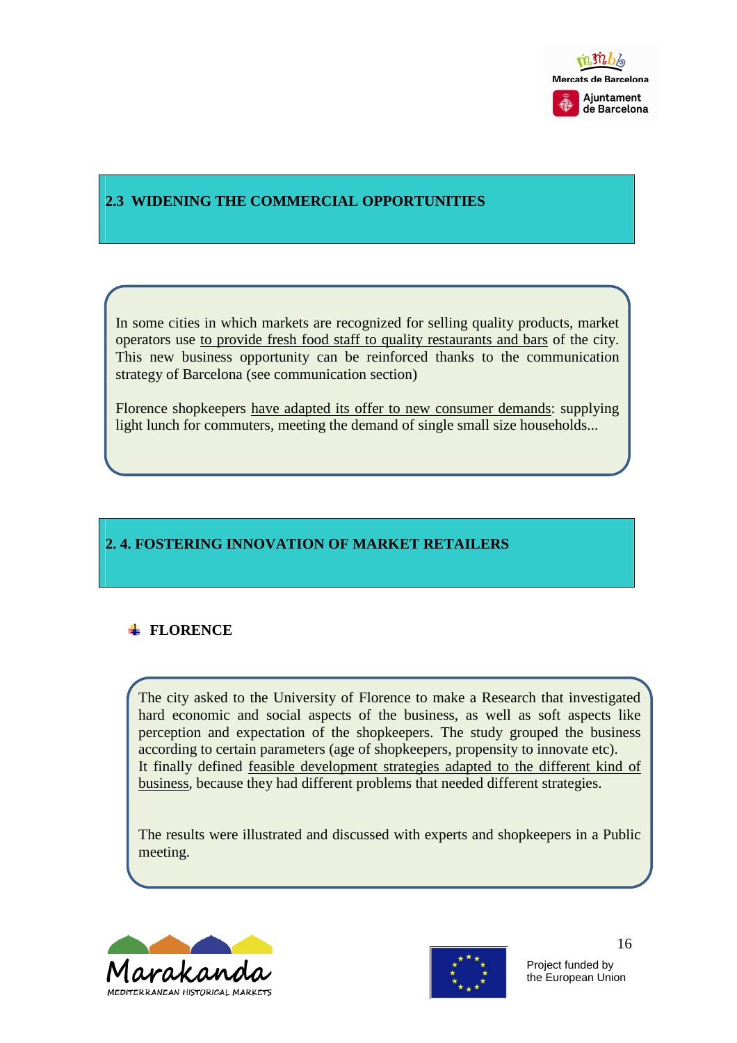## 2.3 WIDENING THE COMMERCIAL OPPORTUNITIES

In some cities in which markets are recognized for selling quality products, market operators use to provide fresh food staff to quality restaurants and bars of the city. This new business opportunity can be reinforced thanks to the communication strategy of Barcelona (see communication section)

Florence shopkeepers have adapted its offer to new consumer demands: supplying light lunch for commuters, meeting the demand of single small size households...

## 2. 4. FOSTERING INNOVATION OF MARKET RETAILERS

- **FLORENCE**

The city asked to the University of Florence to make a Research that investigated hard economic and social aspects of the business, as well as soft aspects like perception and expectation of the shopkeepers. The study grouped the business according to certain parameters (age of shopkeepers, propensity to innovate etc). It finally defined feasible development strategies adapted to the different kind of business, because they had different problems that needed different strategies.

The results were illustrated and discussed with experts and shopkeepers in a Public meeting.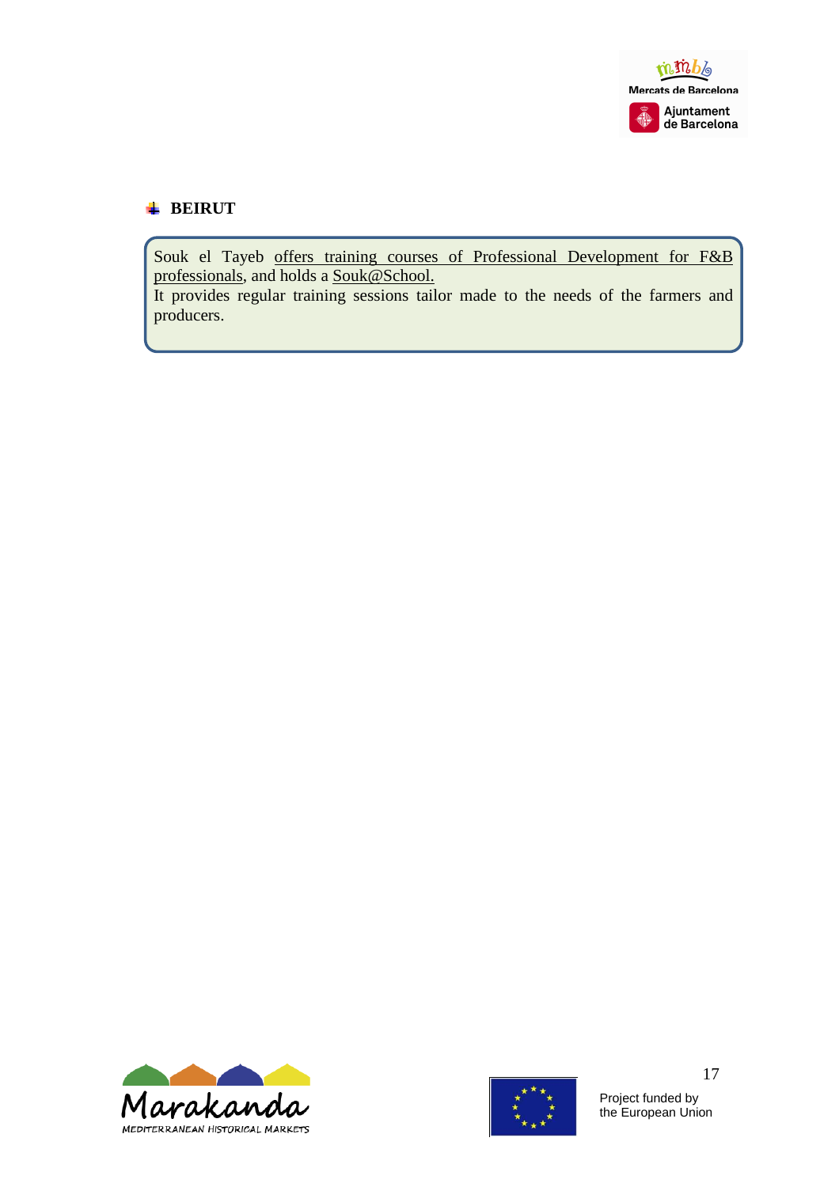## BEIRUT

Souk el Tayeb offers training courses of Professional Development for F&B professionals, and holds a Souk@School.

It provides regular training sessions tailor made to the needs of the farmers and producers.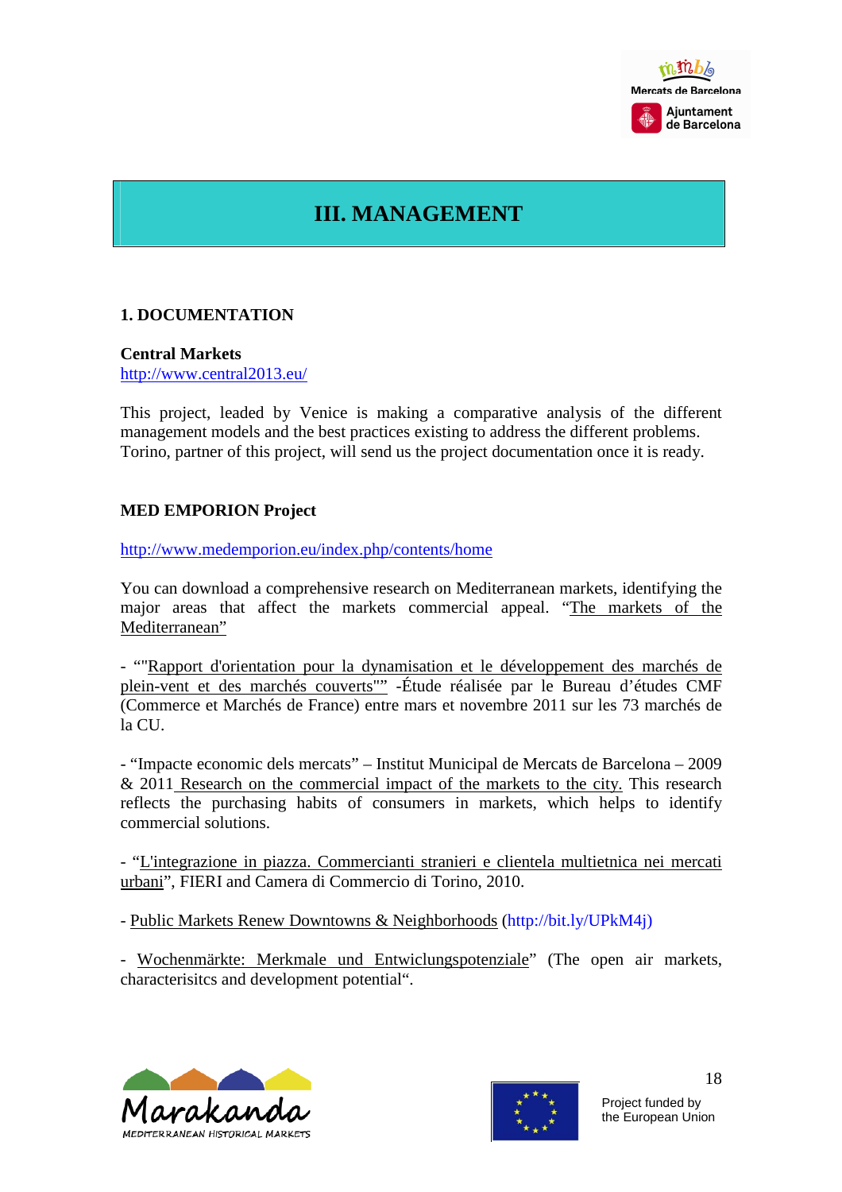# III. MANAGEMENT

## 1. DOCUMENTATION

**Central Markets**
http://www.central2013.eu/

This project, leaded by Venice is making a comparative analysis of the different management models and the best practices existing to address the different problems. Torino, partner of this project, will send us the project documentation once it is ready.

**MED EMPORION Project**

http://www.medemporion.eu/index.php/contents/home

You can download a comprehensive research on Mediterranean markets, identifying the major areas that affect the markets commercial appeal. "The markets of the Mediterranean"

- ""Rapport d'orientation pour la dynamisation et le développement des marchés de plein-vent et des marchés couverts"" -Étude réalisée par le Bureau d'études CMF (Commerce et Marchés de France) entre mars et novembre 2011 sur les 73 marchés de la CU.

- "Impacte economic dels mercats" – Institut Municipal de Mercats de Barcelona – 2009 & 2011 Research on the commercial impact of the markets to the city. This research reflects the purchasing habits of consumers in markets, which helps to identify commercial solutions.

- "L'integrazione in piazza. Commercianti stranieri e clientela multietnica nei mercati urbani", FIERI and Camera di Commercio di Torino, 2010.

- Public Markets Renew Downtowns & Neighborhoods (http://bit.ly/UPkM4j)

- Wochenmärkte: Merkmale und Entwiclungspotenziale" (The open air markets, characterisitcs and development potential".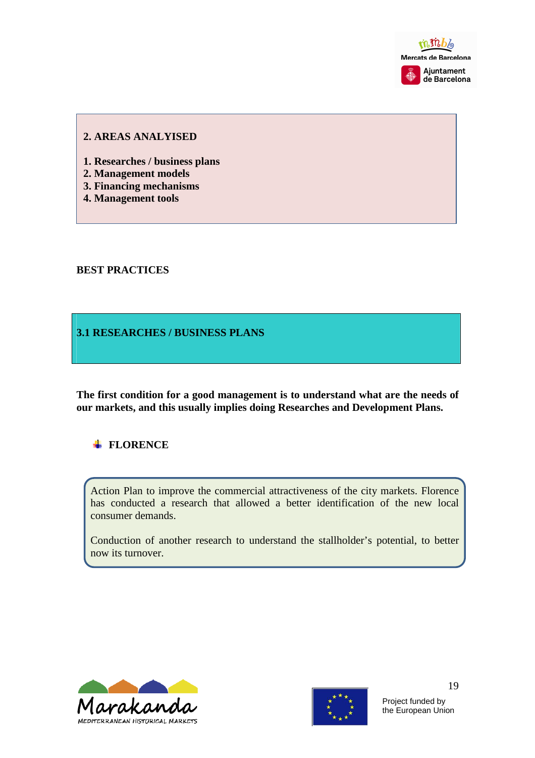**2. AREAS ANALYISED**

1. **Researches / business plans**
2. **Management models**
3. **Financing mechanisms**
4. **Management tools**

**BEST PRACTICES**

## 3.1 RESEARCHES / BUSINESS PLANS

**The first condition for a good management is to understand what are the needs of our markets, and this usually implies doing Researches and Development Plans.**

### FLORENCE

Action Plan to improve the commercial attractiveness of the city markets. Florence has conducted a research that allowed a better identification of the new local consumer demands.

Conduction of another research to understand the stallholder's potential, to better now its turnover.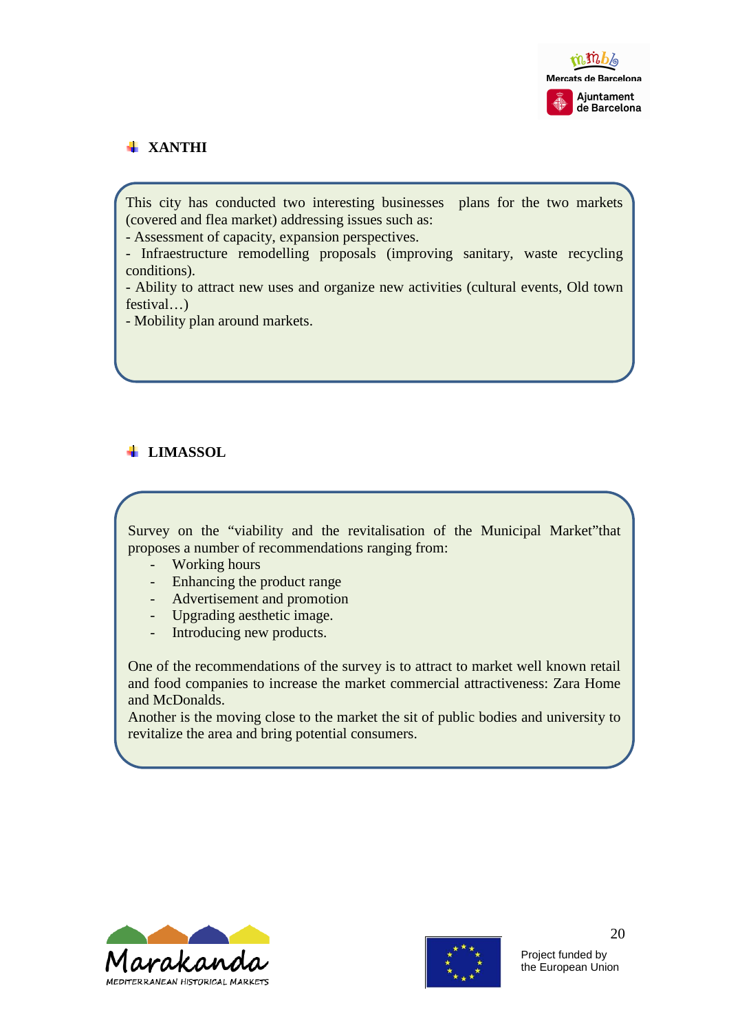### XANTHI

This city has conducted two interesting businesses plans for the two markets (covered and flea market) addressing issues such as:
- Assessment of capacity, expansion perspectives.
- Infraestructure remodelling proposals (improving sanitary, waste recycling conditions).
- Ability to attract new uses and organize new activities (cultural events, Old town festival…)
- Mobility plan around markets.

### LIMASSOL

Survey on the "viability and the revitalisation of the Municipal Market"that proposes a number of recommendations ranging from:

- Working hours
- Enhancing the product range
- Advertisement and promotion
- Upgrading aesthetic image.
- Introducing new products.

One of the recommendations of the survey is to attract to market well known retail and food companies to increase the market commercial attractiveness: Zara Home and McDonalds.
Another is the moving close to the market the sit of public bodies and university to revitalize the area and bring potential consumers.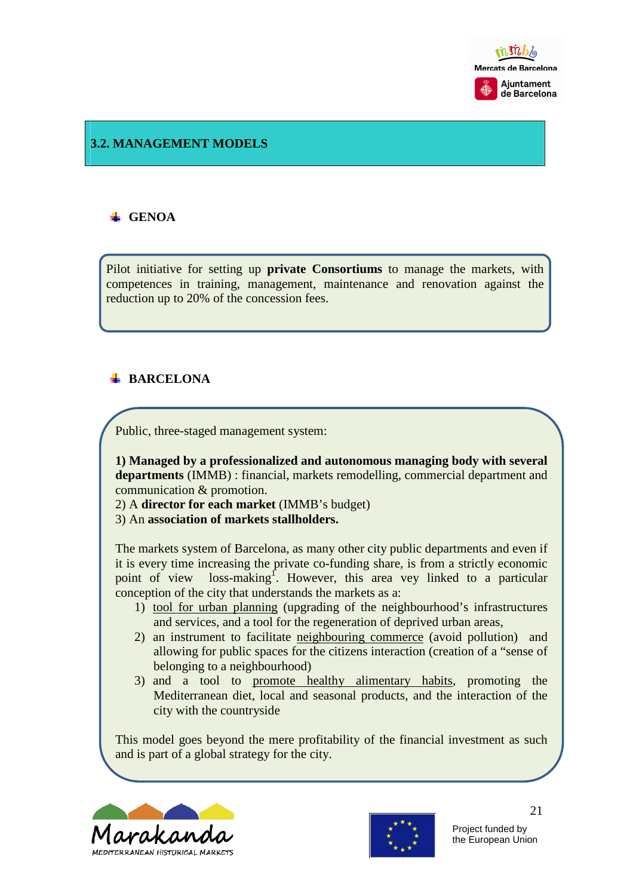## 3.2. MANAGEMENT MODELS

### GENOA

Pilot initiative for setting up **private Consortiums** to manage the markets, with competences in training, management, maintenance and renovation against the reduction up to 20% of the concession fees.

### BARCELONA

Public, three-staged management system:

**1) Managed by a professionalized and autonomous managing body with several departments** (IMMB) : financial, markets remodelling, commercial department and communication & promotion.
2) A **director for each market** (IMMB's budget)
3) An **association of markets stallholders.**

The markets system of Barcelona, as many other city public departments and even if it is every time increasing the private co-funding share, is from a strictly economic point of view loss-making[1]. However, this area vey linked to a particular conception of the city that understands the markets as a:

1) tool for urban planning (upgrading of the neighbourhood's infrastructures and services, and a tool for the regeneration of deprived urban areas,
2) an instrument to facilitate neighbouring commerce (avoid pollution) and allowing for public spaces for the citizens interaction (creation of a "sense of belonging to a neighbourhood)
3) and a tool to promote healthy alimentary habits, promoting the Mediterranean diet, local and seasonal products, and the interaction of the city with the countryside

This model goes beyond the mere profitability of the financial investment as such and is part of a global strategy for the city.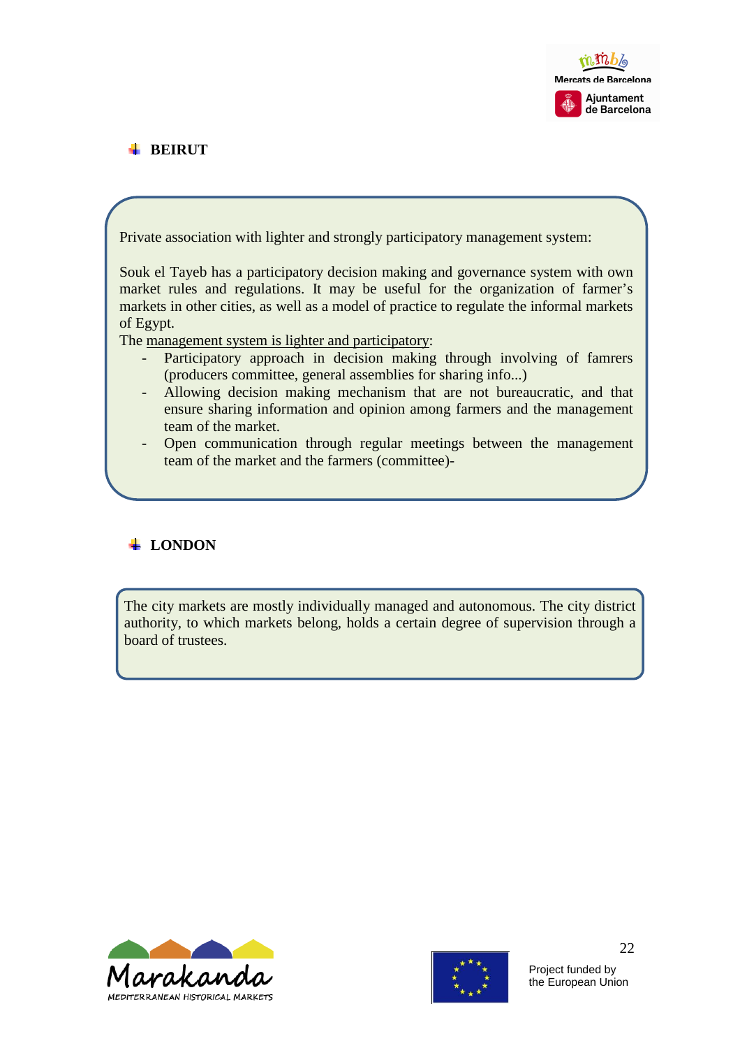## BEIRUT

Private association with lighter and strongly participatory management system:

Souk el Tayeb has a participatory decision making and governance system with own market rules and regulations. It may be useful for the organization of farmer's markets in other cities, as well as a model of practice to regulate the informal markets of Egypt.

The management system is lighter and participatory:

- Participatory approach in decision making through involving of famrers (producers committee, general assemblies for sharing info...)
- Allowing decision making mechanism that are not bureaucratic, and that ensure sharing information and opinion among farmers and the management team of the market.
- Open communication through regular meetings between the management team of the market and the farmers (committee)-

## LONDON

The city markets are mostly individually managed and autonomous. The city district authority, to which markets belong, holds a certain degree of supervision through a board of trustees.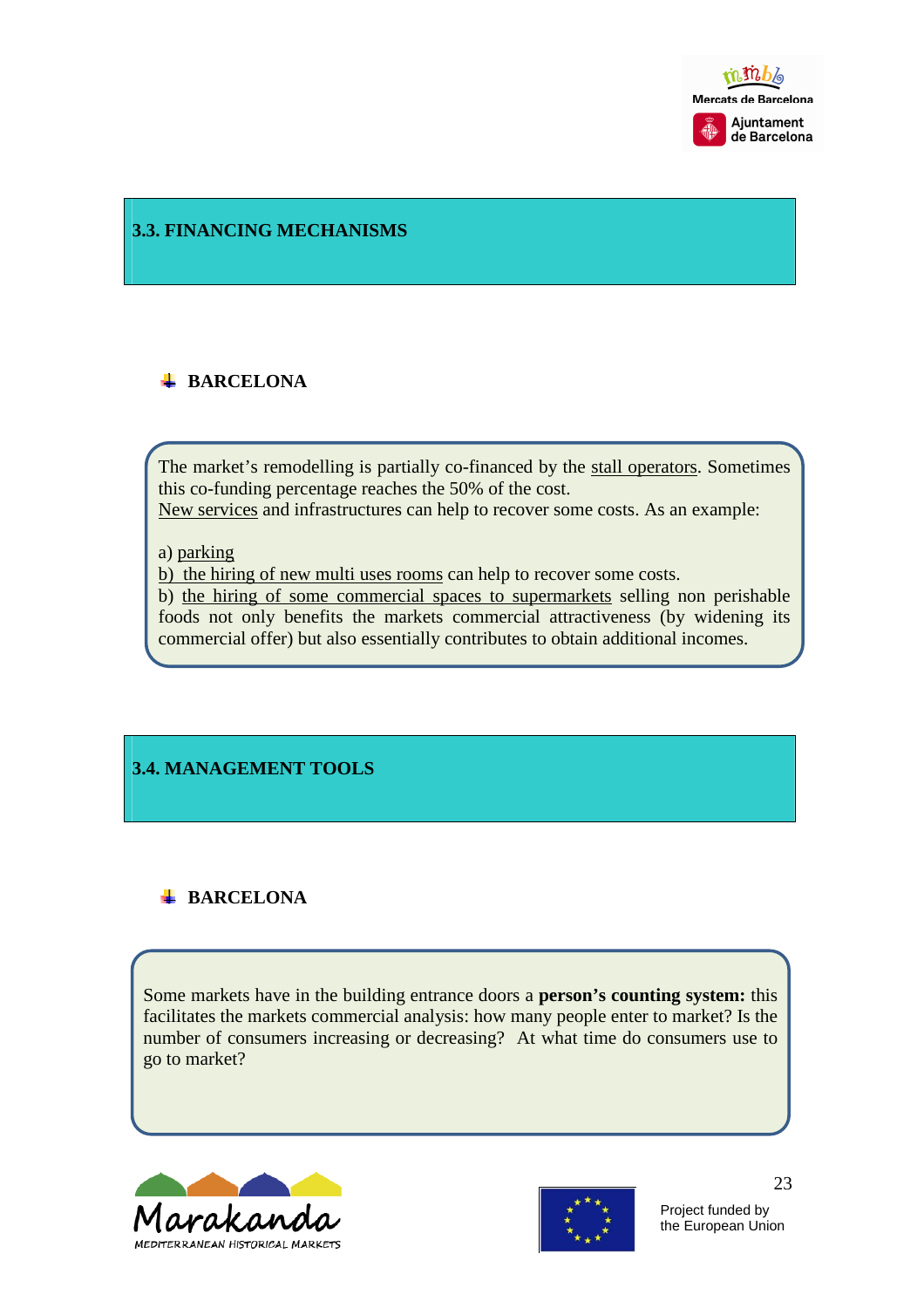## 3.3. FINANCING MECHANISMS

### BARCELONA

The market's remodelling is partially co-financed by the stall operators. Sometimes this co-funding percentage reaches the 50% of the cost.
New services and infrastructures can help to recover some costs. As an example:

a) parking
b) the hiring of new multi uses rooms can help to recover some costs.
b) the hiring of some commercial spaces to supermarkets selling non perishable foods not only benefits the markets commercial attractiveness (by widening its commercial offer) but also essentially contributes to obtain additional incomes.

## 3.4. MANAGEMENT TOOLS

### BARCELONA

Some markets have in the building entrance doors a **person's counting system:** this facilitates the markets commercial analysis: how many people enter to market? Is the number of consumers increasing or decreasing? At what time do consumers use to go to market?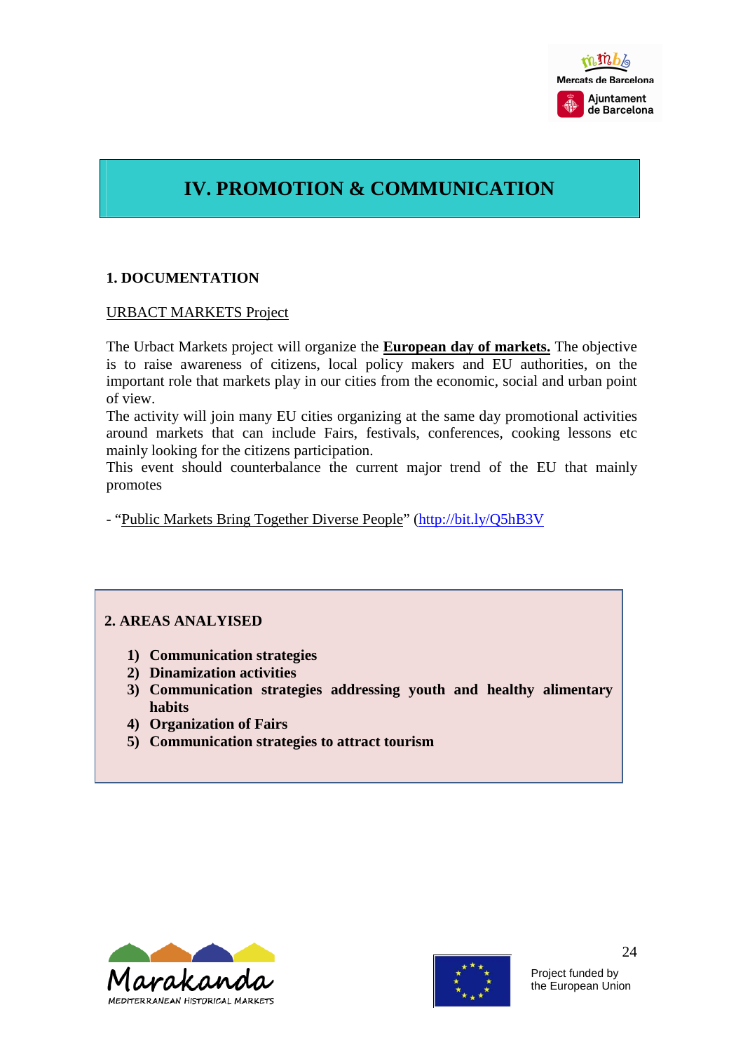# IV. PROMOTION & COMMUNICATION

## 1. DOCUMENTATION

URBACT MARKETS Project

The Urbact Markets project will organize the **European day of markets.** The objective is to raise awareness of citizens, local policy makers and EU authorities, on the important role that markets play in our cities from the economic, social and urban point of view.

The activity will join many EU cities organizing at the same day promotional activities around markets that can include Fairs, festivals, conferences, cooking lessons etc mainly looking for the citizens participation.

This event should counterbalance the current major trend of the EU that mainly promotes

- "Public Markets Bring Together Diverse People" (http://bit.ly/Q5hB3V

## 2. AREAS ANALYISED

1) **Communication strategies**
2) **Dinamization activities**
3) **Communication strategies addressing youth and healthy alimentary habits**
4) **Organization of Fairs**
5) **Communication strategies to attract tourism**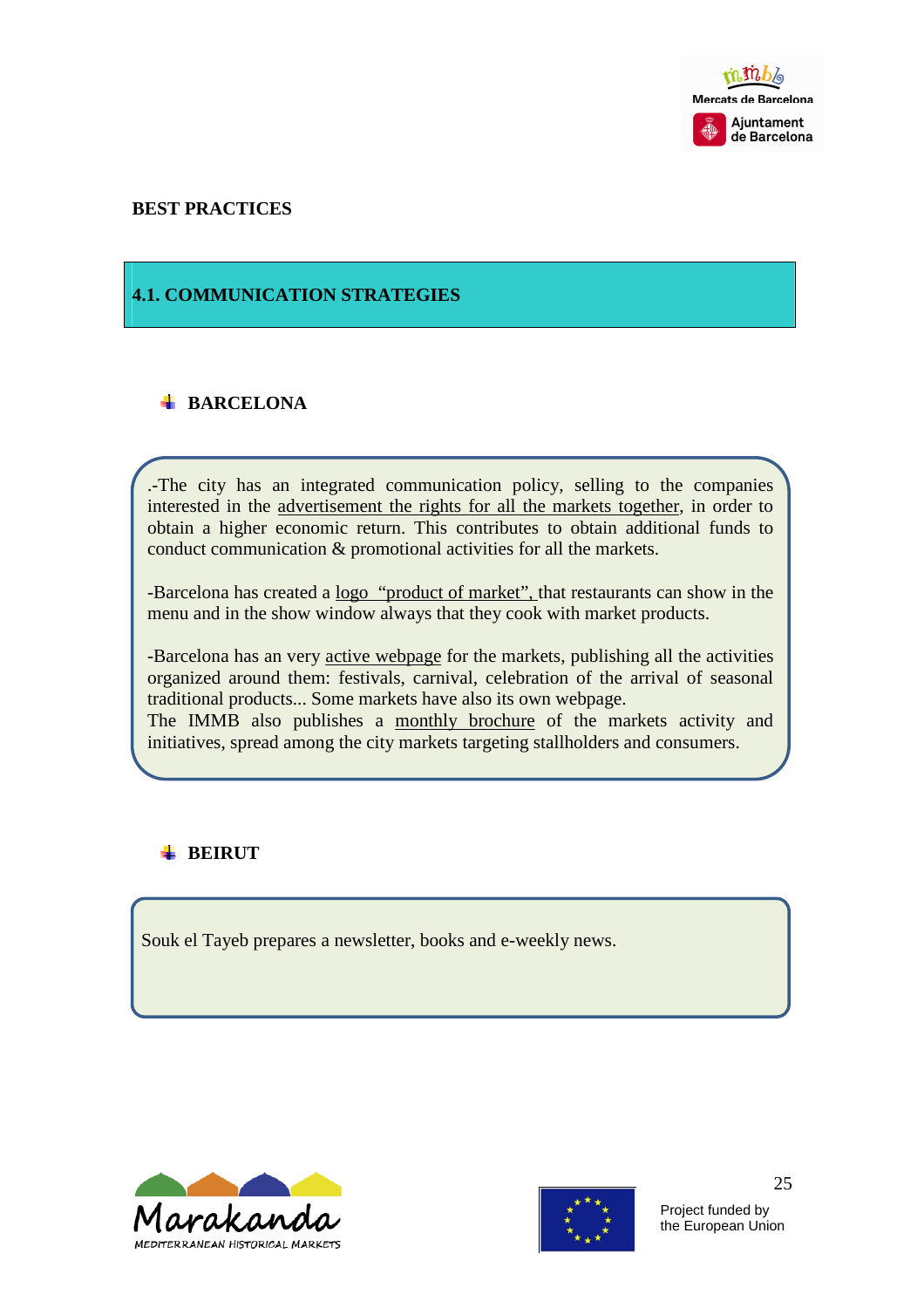## BEST PRACTICES

### 4.1. COMMUNICATION STRATEGIES

#### BARCELONA

.-The city has an integrated communication policy, selling to the companies interested in the <u>advertisement the rights for all the markets together</u>, in order to obtain a higher economic return. This contributes to obtain additional funds to conduct communication & promotional activities for all the markets.

-Barcelona has created a <u>logo "product of market",</u> that restaurants can show in the menu and in the show window always that they cook with market products.

-Barcelona has an very <u>active webpage</u> for the markets, publishing all the activities organized around them: festivals, carnival, celebration of the arrival of seasonal traditional products... Some markets have also its own webpage.
The IMMB also publishes a <u>monthly brochure</u> of the markets activity and initiatives, spread among the city markets targeting stallholders and consumers.

#### BEIRUT

Souk el Tayeb prepares a newsletter, books and e-weekly news.

Project funded by the European Union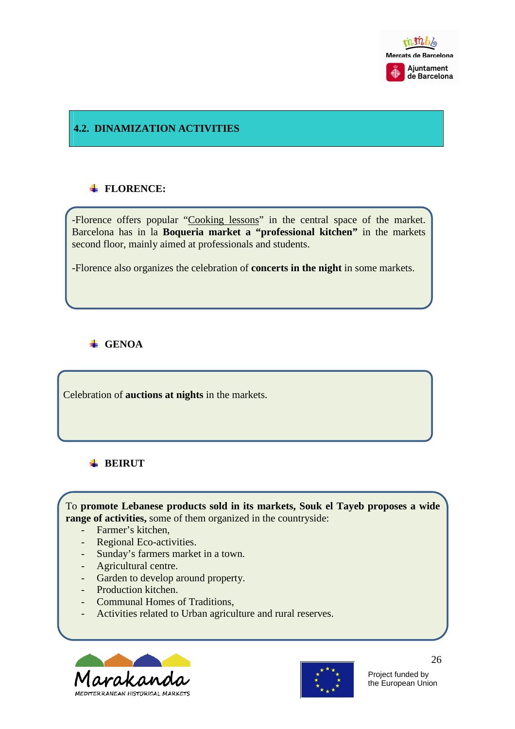## 4.2. DINAMIZATION ACTIVITIES

### FLORENCE:

-Florence offers popular "Cooking lessons" in the central space of the market. Barcelona has in la **Boqueria market a "professional kitchen"** in the markets second floor, mainly aimed at professionals and students.

-Florence also organizes the celebration of **concerts in the night** in some markets.

### GENOA

Celebration of **auctions at nights** in the markets.

### BEIRUT

To **promote Lebanese products sold in its markets, Souk el Tayeb proposes a wide range of activities,** some of them organized in the countryside:

- Farmer's kitchen,
- Regional Eco-activities.
- Sunday's farmers market in a town.
- Agricultural centre.
- Garden to develop around property.
- Production kitchen.
- Communal Homes of Traditions,
- Activities related to Urban agriculture and rural reserves.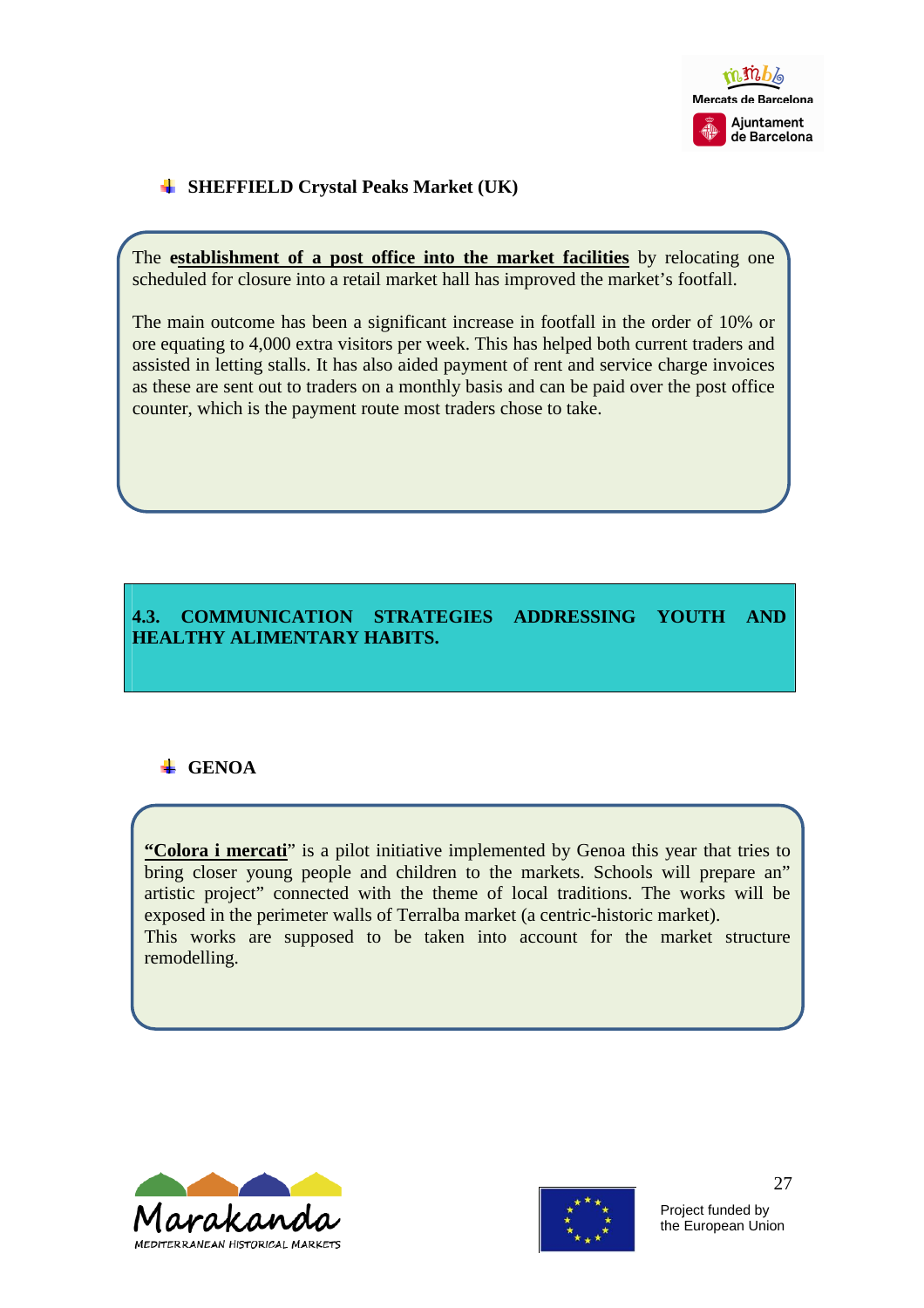- **SHEFFIELD Crystal Peaks Market (UK)**

The **establishment of a post office into the market facilities** by relocating one scheduled for closure into a retail market hall has improved the market's footfall.

The main outcome has been a significant increase in footfall in the order of 10% or ore equating to 4,000 extra visitors per week. This has helped both current traders and assisted in letting stalls. It has also aided payment of rent and service charge invoices as these are sent out to traders on a monthly basis and can be paid over the post office counter, which is the payment route most traders chose to take.

## 4.3. COMMUNICATION STRATEGIES ADDRESSING YOUTH AND HEALTHY ALIMENTARY HABITS.

- **GENOA**

**"Colora i mercati"** is a pilot initiative implemented by Genoa this year that tries to bring closer young people and children to the markets. Schools will prepare an" artistic project" connected with the theme of local traditions. The works will be exposed in the perimeter walls of Terralba market (a centric-historic market).
This works are supposed to be taken into account for the market structure remodelling.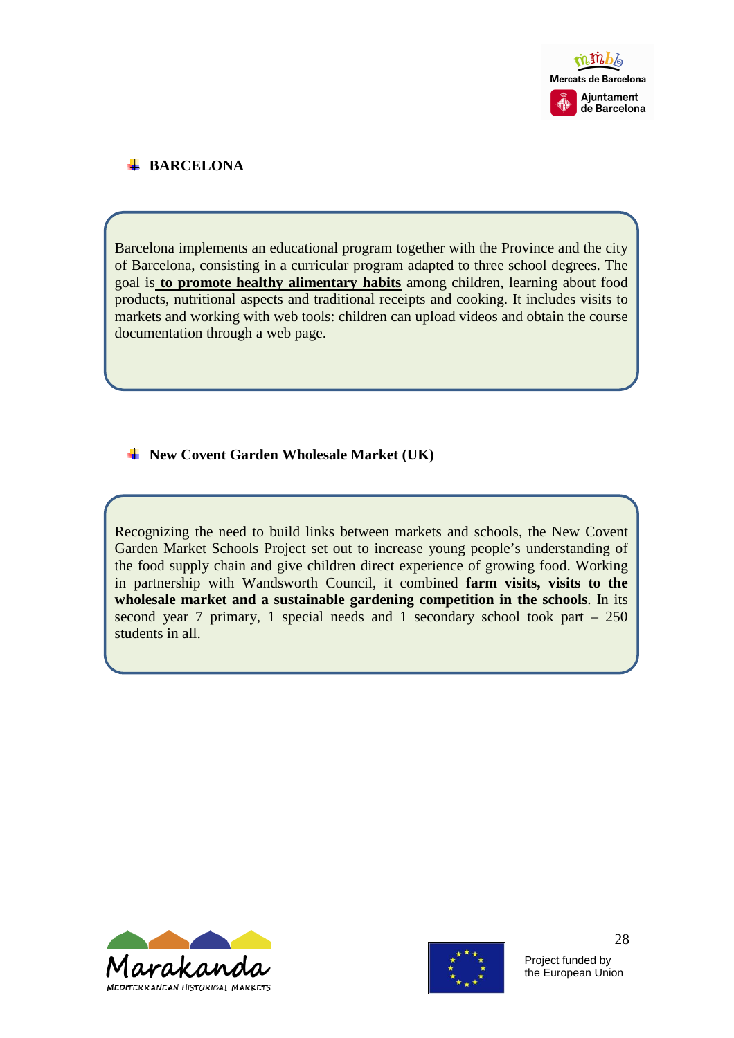- **BARCELONA**

Barcelona implements an educational program together with the Province and the city of Barcelona, consisting in a curricular program adapted to three school degrees. The goal is **to promote healthy alimentary habits** among children, learning about food products, nutritional aspects and traditional receipts and cooking. It includes visits to markets and working with web tools: children can upload videos and obtain the course documentation through a web page.

- **New Covent Garden Wholesale Market (UK)**

Recognizing the need to build links between markets and schools, the New Covent Garden Market Schools Project set out to increase young people's understanding of the food supply chain and give children direct experience of growing food. Working in partnership with Wandsworth Council, it combined **farm visits, visits to the wholesale market and a sustainable gardening competition in the schools**. In its second year 7 primary, 1 special needs and 1 secondary school took part – 250 students in all.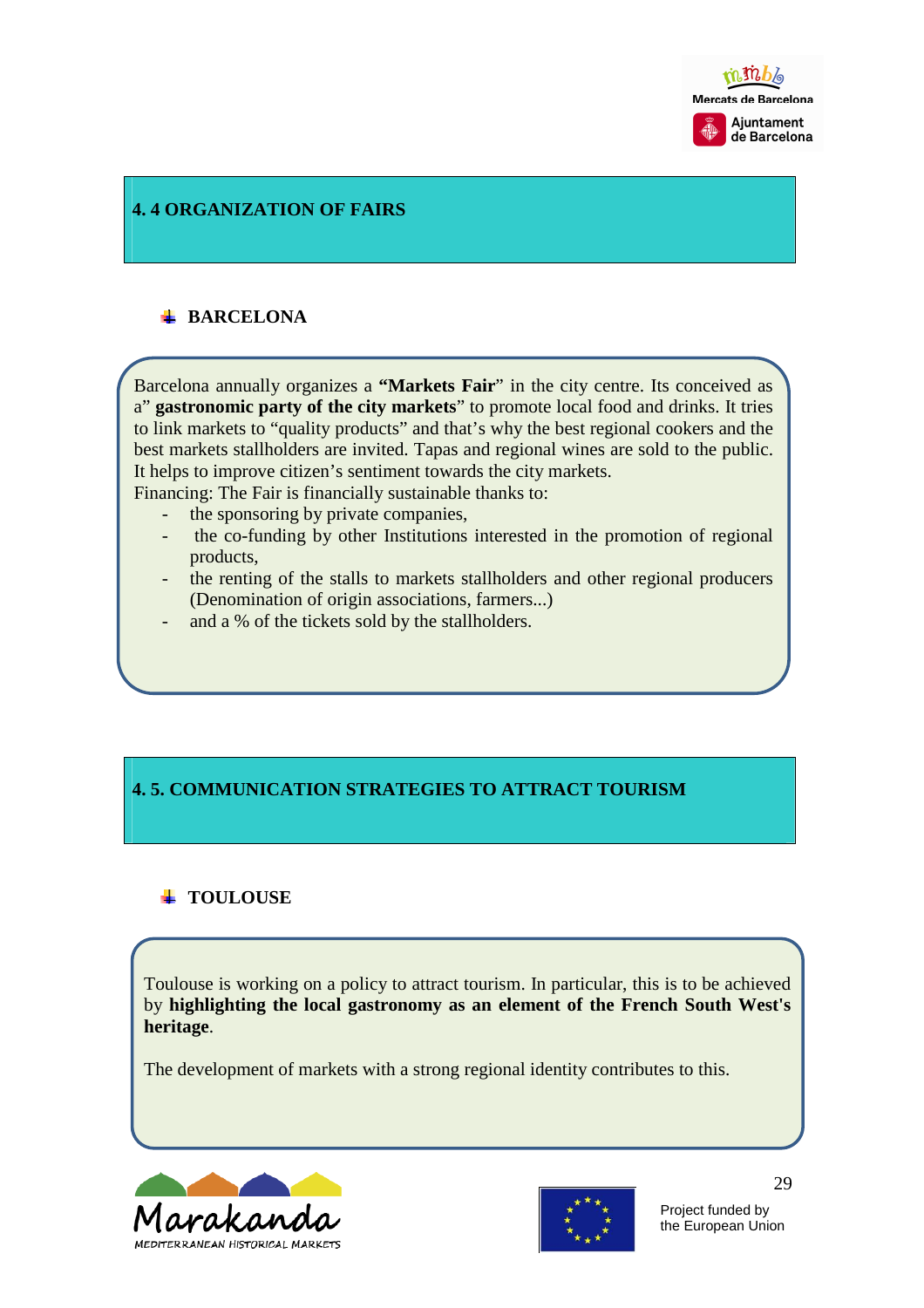## 4. 4 ORGANIZATION OF FAIRS

### BARCELONA

Barcelona annually organizes a **“Markets Fair**” in the city centre. Its conceived as a” **gastronomic party of the city markets**” to promote local food and drinks. It tries to link markets to “quality products” and that’s why the best regional cookers and the best markets stallholders are invited. Tapas and regional wines are sold to the public. It helps to improve citizen’s sentiment towards the city markets.
Financing: The Fair is financially sustainable thanks to:

- the sponsoring by private companies,
- the co-funding by other Institutions interested in the promotion of regional products,
- the renting of the stalls to markets stallholders and other regional producers (Denomination of origin associations, farmers...)
- and a % of the tickets sold by the stallholders.

## 4. 5. COMMUNICATION STRATEGIES TO ATTRACT TOURISM

### TOULOUSE

Toulouse is working on a policy to attract tourism. In particular, this is to be achieved by **highlighting the local gastronomy as an element of the French South West's heritage**.

The development of markets with a strong regional identity contributes to this.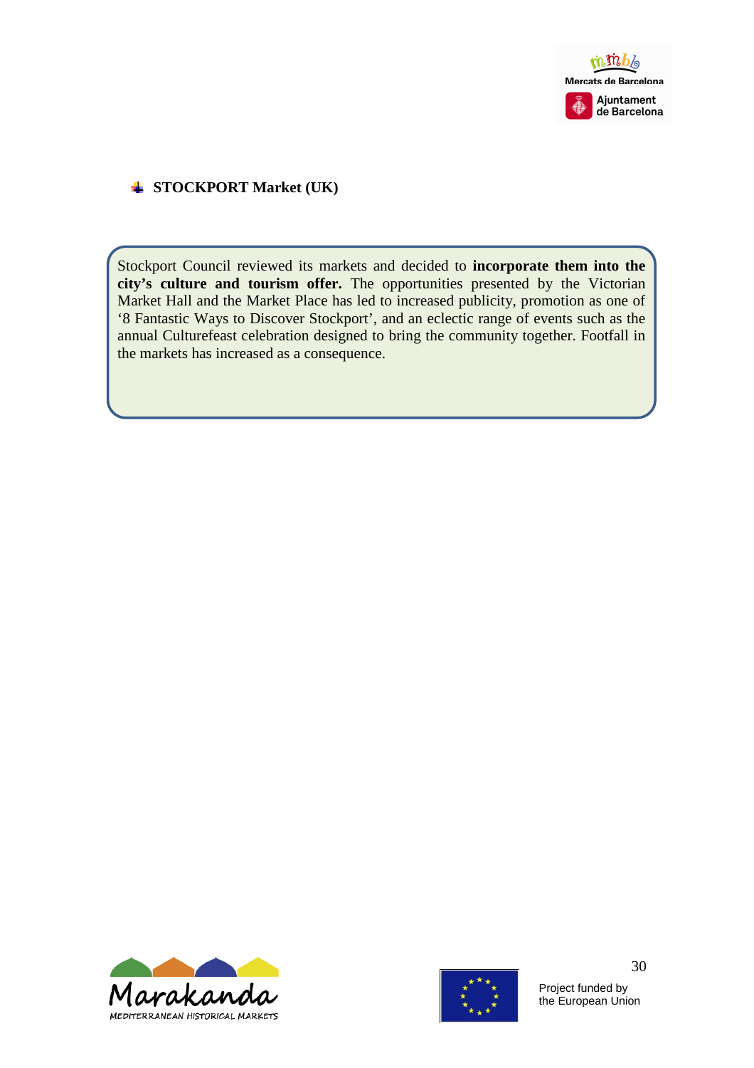- **STOCKPORT Market (UK)**

Stockport Council reviewed its markets and decided to **incorporate them into the city's culture and tourism offer.** The opportunities presented by the Victorian Market Hall and the Market Place has led to increased publicity, promotion as one of '8 Fantastic Ways to Discover Stockport', and an eclectic range of events such as the annual Culturefeast celebration designed to bring the community together. Footfall in the markets has increased as a consequence.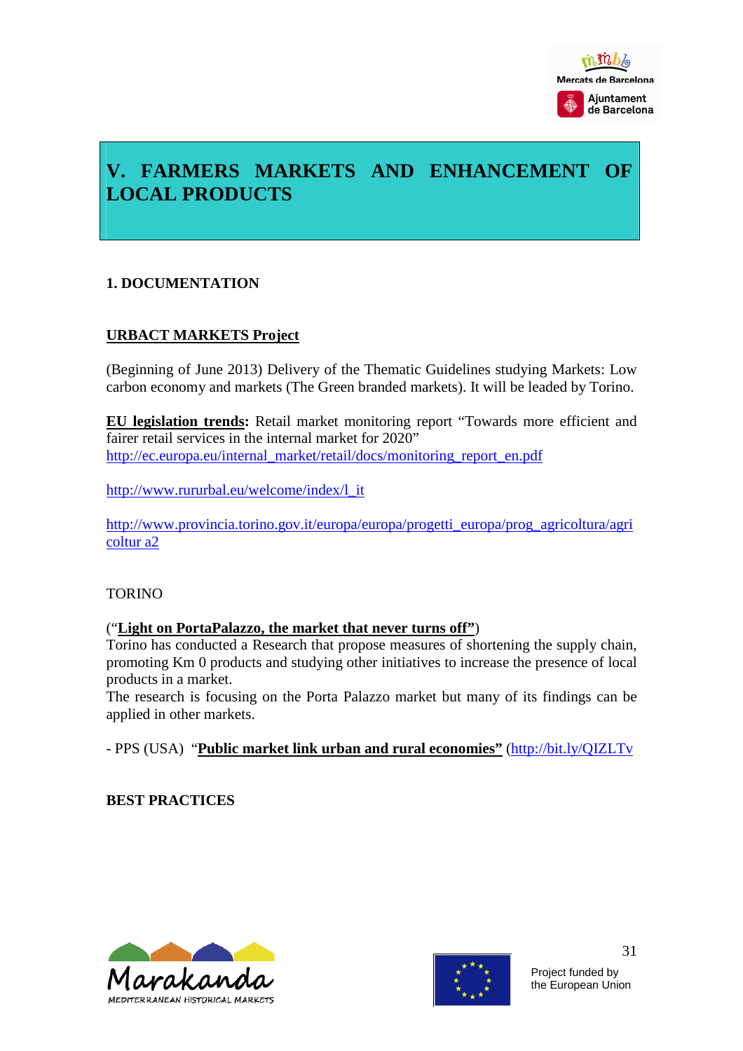# V. FARMERS MARKETS AND ENHANCEMENT OF LOCAL PRODUCTS

## 1. DOCUMENTATION

**URBACT MARKETS Project**

(Beginning of June 2013) Delivery of the Thematic Guidelines studying Markets: Low carbon economy and markets (The Green branded markets). It will be leaded by Torino.

**EU legislation trends:** Retail market monitoring report "Towards more efficient and fairer retail services in the internal market for 2020"
http://ec.europa.eu/internal_market/retail/docs/monitoring_report_en.pdf

http://www.rururbal.eu/welcome/index/l_it

http://www.provincia.torino.gov.it/europa/europa/progetti_europa/prog_agricoltura/agricoltur a2

TORINO

(**"Light on PortaPalazzo, the market that never turns off"**)
Torino has conducted a Research that propose measures of shortening the supply chain, promoting Km 0 products and studying other initiatives to increase the presence of local products in a market.
The research is focusing on the Porta Palazzo market but many of its findings can be applied in other markets.

- PPS (USA) "**Public market link urban and rural economies"** (http://bit.ly/QIZLTv

**BEST PRACTICES**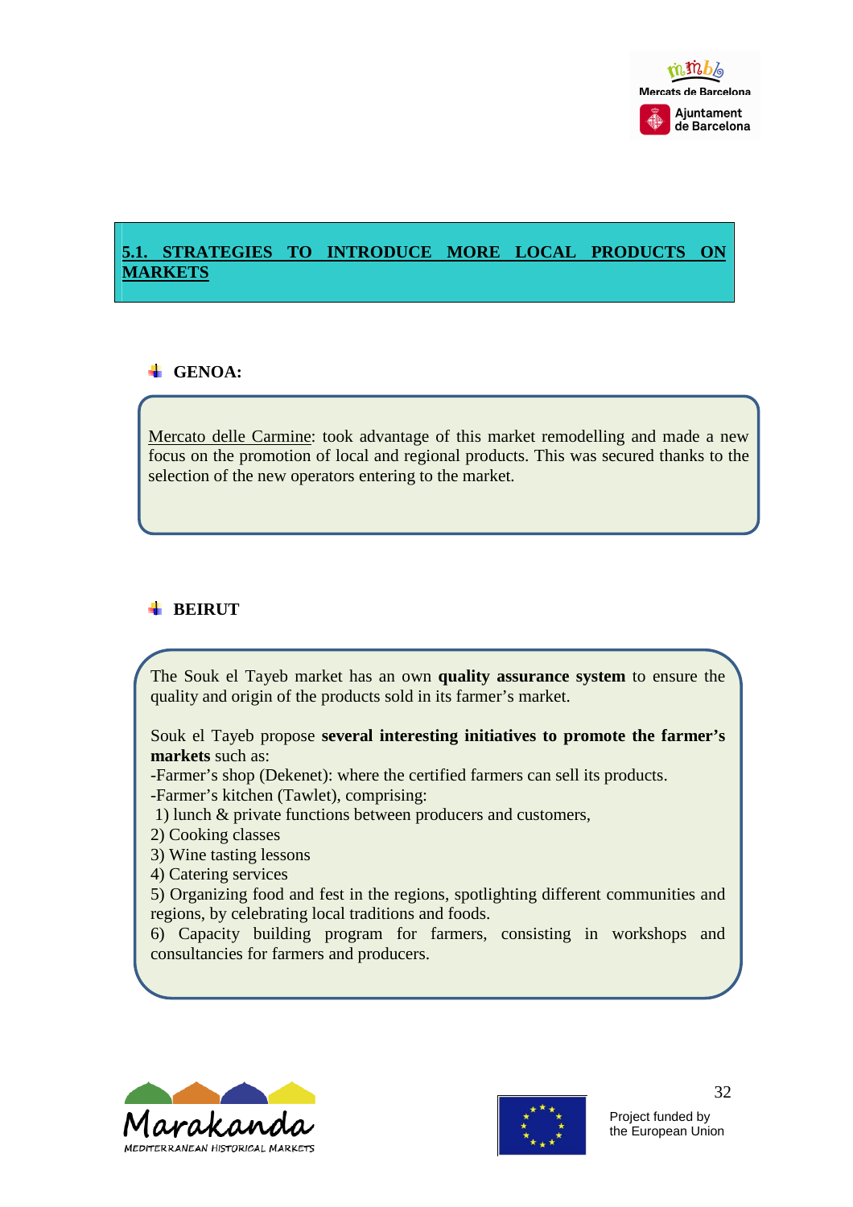## 5.1. STRATEGIES TO INTRODUCE MORE LOCAL PRODUCTS ON MARKETS

### GENOA:

Mercato delle Carmine: took advantage of this market remodelling and made a new focus on the promotion of local and regional products. This was secured thanks to the selection of the new operators entering to the market.

### BEIRUT

The Souk el Tayeb market has an own **quality assurance system** to ensure the quality and origin of the products sold in its farmer's market.

Souk el Tayeb propose **several interesting initiatives to promote the farmer's markets** such as:

-Farmer's shop (Dekenet): where the certified farmers can sell its products.
-Farmer's kitchen (Tawlet), comprising:
1) lunch & private functions between producers and customers,
2) Cooking classes
3) Wine tasting lessons
4) Catering services
5) Organizing food and fest in the regions, spotlighting different communities and regions, by celebrating local traditions and foods.
6) Capacity building program for farmers, consisting in workshops and consultancies for farmers and producers.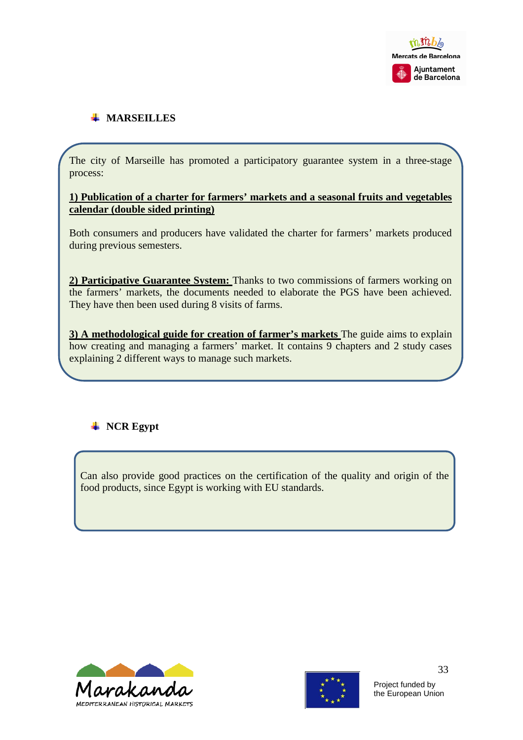- **MARSEILLES**

The city of Marseille has promoted a participatory guarantee system in a three-stage process:

**1) Publication of a charter for farmers' markets and a seasonal fruits and vegetables calendar (double sided printing)**

Both consumers and producers have validated the charter for farmers' markets produced during previous semesters.

**2) Participative Guarantee System:** Thanks to two commissions of farmers working on the farmers' markets, the documents needed to elaborate the PGS have been achieved. They have then been used during 8 visits of farms.

**3) A methodological guide for creation of farmer's markets** The guide aims to explain how creating and managing a farmers' market. It contains 9 chapters and 2 study cases explaining 2 different ways to manage such markets.

- **NCR Egypt**

Can also provide good practices on the certification of the quality and origin of the food products, since Egypt is working with EU standards.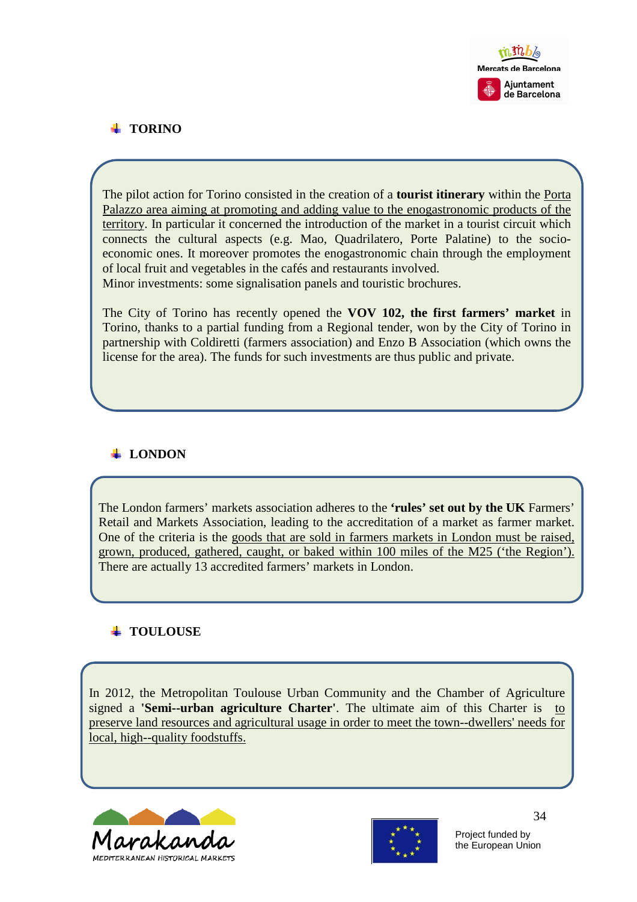## TORINO

The pilot action for Torino consisted in the creation of a **tourist itinerary** within the Porta Palazzo area aiming at promoting and adding value to the enogastronomic products of the territory. In particular it concerned the introduction of the market in a tourist circuit which connects the cultural aspects (e.g. Mao, Quadrilatero, Porte Palatine) to the socio-economic ones. It moreover promotes the enogastronomic chain through the employment of local fruit and vegetables in the cafés and restaurants involved.
Minor investments: some signalisation panels and touristic brochures.

The City of Torino has recently opened the **VOV 102, the first farmers' market** in Torino, thanks to a partial funding from a Regional tender, won by the City of Torino in partnership with Coldiretti (farmers association) and Enzo B Association (which owns the license for the area). The funds for such investments are thus public and private.

## LONDON

The London farmers' markets association adheres to the **'rules' set out by the UK** Farmers' Retail and Markets Association, leading to the accreditation of a market as farmer market. One of the criteria is the goods that are sold in farmers markets in London must be raised, grown, produced, gathered, caught, or baked within 100 miles of the M25 ('the Region'). There are actually 13 accredited farmers' markets in London.

## TOULOUSE

In 2012, the Metropolitan Toulouse Urban Community and the Chamber of Agriculture signed a **'Semi--urban agriculture Charter'**. The ultimate aim of this Charter is to preserve land resources and agricultural usage in order to meet the town--dwellers' needs for local, high--quality foodstuffs.